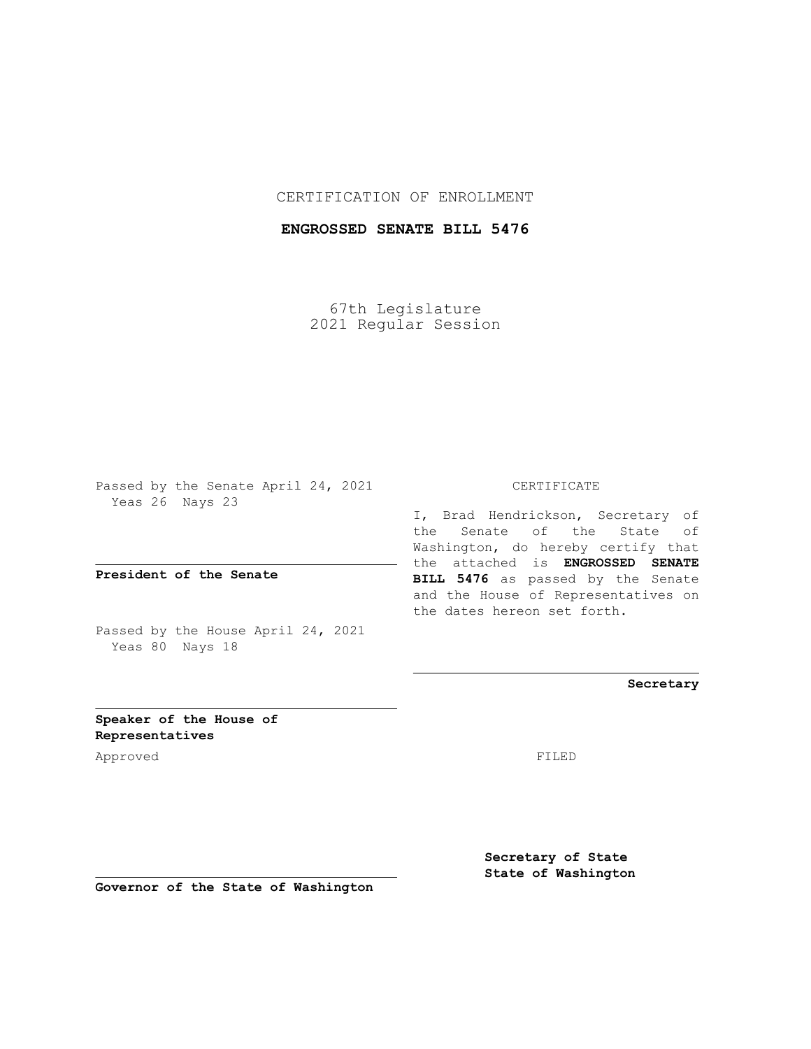CERTIFICATION OF ENROLLMENT

**ENGROSSED SENATE BILL 5476**

67th Legislature
2021 Regular Session

Passed by the Senate April 24, 2021
Yeas 26 Nays 23

**President of the Senate**

Passed by the House April 24, 2021
Yeas 80 Nays 18

**Speaker of the House of Representatives**

Approved

**Governor of the State of Washington**

CERTIFICATE

I, Brad Hendrickson, Secretary of the Senate of the State of Washington, do hereby certify that the attached is **ENGROSSED SENATE BILL 5476** as passed by the Senate and the House of Representatives on the dates hereon set forth.

**Secretary**

FILED

**Secretary of State**
**State of Washington**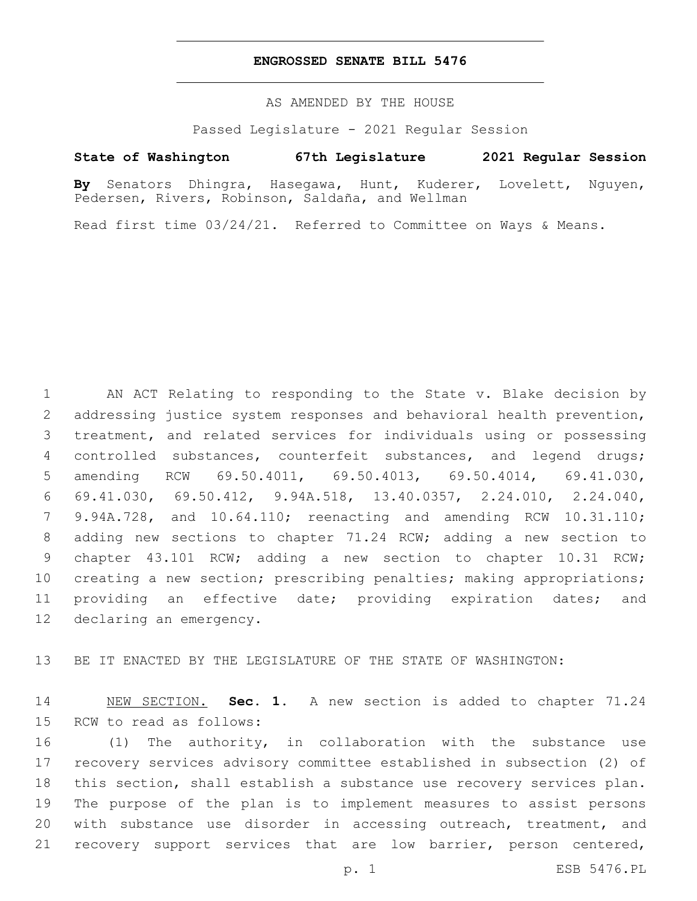# ENGROSSED SENATE BILL 5476

AS AMENDED BY THE HOUSE

Passed Legislature - 2021 Regular Session

**State of Washington 67th Legislature 2021 Regular Session**

**By** Senators Dhingra, Hasegawa, Hunt, Kuderer, Lovelett, Nguyen, Pedersen, Rivers, Robinson, Saldaña, and Wellman

Read first time 03/24/21. Referred to Committee on Ways & Means.

AN ACT Relating to responding to the State v. Blake decision by addressing justice system responses and behavioral health prevention, treatment, and related services for individuals using or possessing controlled substances, counterfeit substances, and legend drugs; amending RCW 69.50.4011, 69.50.4013, 69.50.4014, 69.41.030, 69.41.030, 69.50.412, 9.94A.518, 13.40.0357, 2.24.010, 2.24.040, 9.94A.728, and 10.64.110; reenacting and amending RCW 10.31.110; adding new sections to chapter 71.24 RCW; adding a new section to chapter 43.101 RCW; adding a new section to chapter 10.31 RCW; creating a new section; prescribing penalties; making appropriations; providing an effective date; providing expiration dates; and declaring an emergency.

BE IT ENACTED BY THE LEGISLATURE OF THE STATE OF WASHINGTON:

NEW SECTION. **Sec. 1.** A new section is added to chapter 71.24 RCW to read as follows:

(1) The authority, in collaboration with the substance use recovery services advisory committee established in subsection (2) of this section, shall establish a substance use recovery services plan. The purpose of the plan is to implement measures to assist persons with substance use disorder in accessing outreach, treatment, and recovery support services that are low barrier, person centered,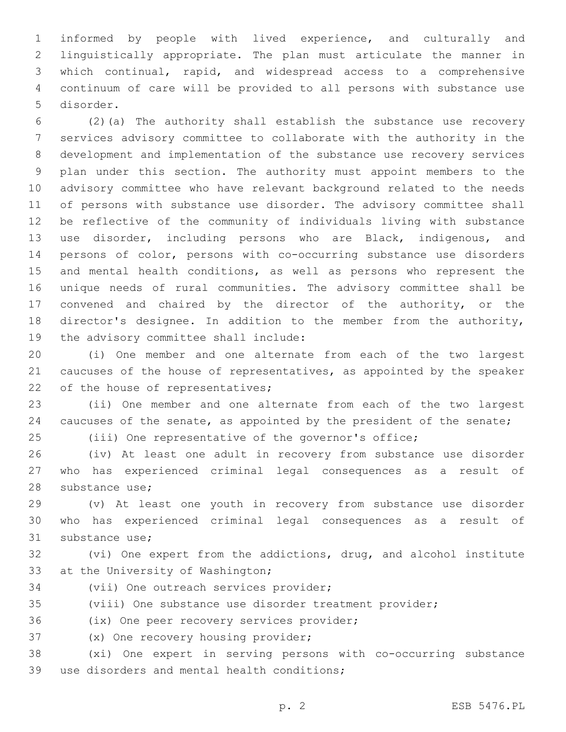informed by people with lived experience, and culturally and linguistically appropriate. The plan must articulate the manner in which continual, rapid, and widespread access to a comprehensive continuum of care will be provided to all persons with substance use disorder.

(2)(a) The authority shall establish the substance use recovery services advisory committee to collaborate with the authority in the development and implementation of the substance use recovery services plan under this section. The authority must appoint members to the advisory committee who have relevant background related to the needs of persons with substance use disorder. The advisory committee shall be reflective of the community of individuals living with substance use disorder, including persons who are Black, indigenous, and persons of color, persons with co-occurring substance use disorders and mental health conditions, as well as persons who represent the unique needs of rural communities. The advisory committee shall be convened and chaired by the director of the authority, or the director's designee. In addition to the member from the authority, the advisory committee shall include:

(i) One member and one alternate from each of the two largest caucuses of the house of representatives, as appointed by the speaker of the house of representatives;

(ii) One member and one alternate from each of the two largest caucuses of the senate, as appointed by the president of the senate;

(iii) One representative of the governor's office;

(iv) At least one adult in recovery from substance use disorder who has experienced criminal legal consequences as a result of substance use;

(v) At least one youth in recovery from substance use disorder who has experienced criminal legal consequences as a result of substance use;

(vi) One expert from the addictions, drug, and alcohol institute at the University of Washington;

(vii) One outreach services provider;

(viii) One substance use disorder treatment provider;

(ix) One peer recovery services provider;

(x) One recovery housing provider;

(xi) One expert in serving persons with co-occurring substance use disorders and mental health conditions;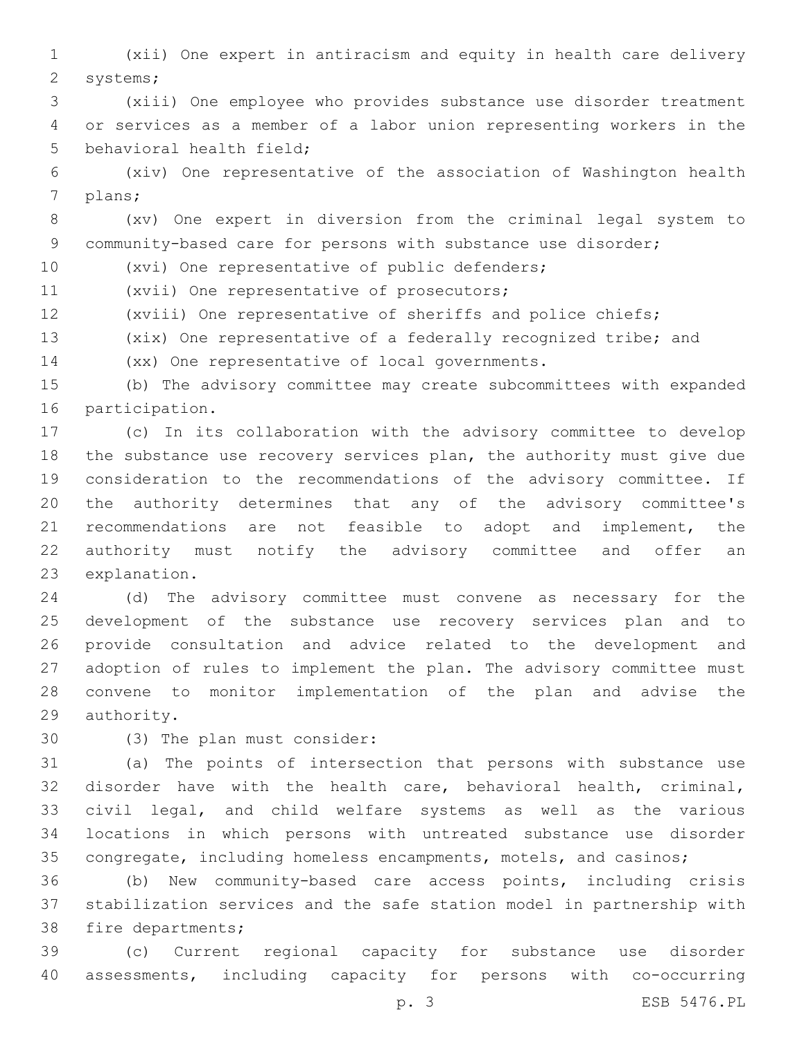(xii) One expert in antiracism and equity in health care delivery systems;

(xiii) One employee who provides substance use disorder treatment or services as a member of a labor union representing workers in the behavioral health field;

(xiv) One representative of the association of Washington health plans;

(xv) One expert in diversion from the criminal legal system to community-based care for persons with substance use disorder;

(xvi) One representative of public defenders;

(xvii) One representative of prosecutors;

(xviii) One representative of sheriffs and police chiefs;

(xix) One representative of a federally recognized tribe; and

(xx) One representative of local governments.

(b) The advisory committee may create subcommittees with expanded participation.

(c) In its collaboration with the advisory committee to develop the substance use recovery services plan, the authority must give due consideration to the recommendations of the advisory committee. If the authority determines that any of the advisory committee's recommendations are not feasible to adopt and implement, the authority must notify the advisory committee and offer an explanation.

(d) The advisory committee must convene as necessary for the development of the substance use recovery services plan and to provide consultation and advice related to the development and adoption of rules to implement the plan. The advisory committee must convene to monitor implementation of the plan and advise the authority.

(3) The plan must consider:

(a) The points of intersection that persons with substance use disorder have with the health care, behavioral health, criminal, civil legal, and child welfare systems as well as the various locations in which persons with untreated substance use disorder congregate, including homeless encampments, motels, and casinos;

(b) New community-based care access points, including crisis stabilization services and the safe station model in partnership with fire departments;

(c) Current regional capacity for substance use disorder assessments, including capacity for persons with co-occurring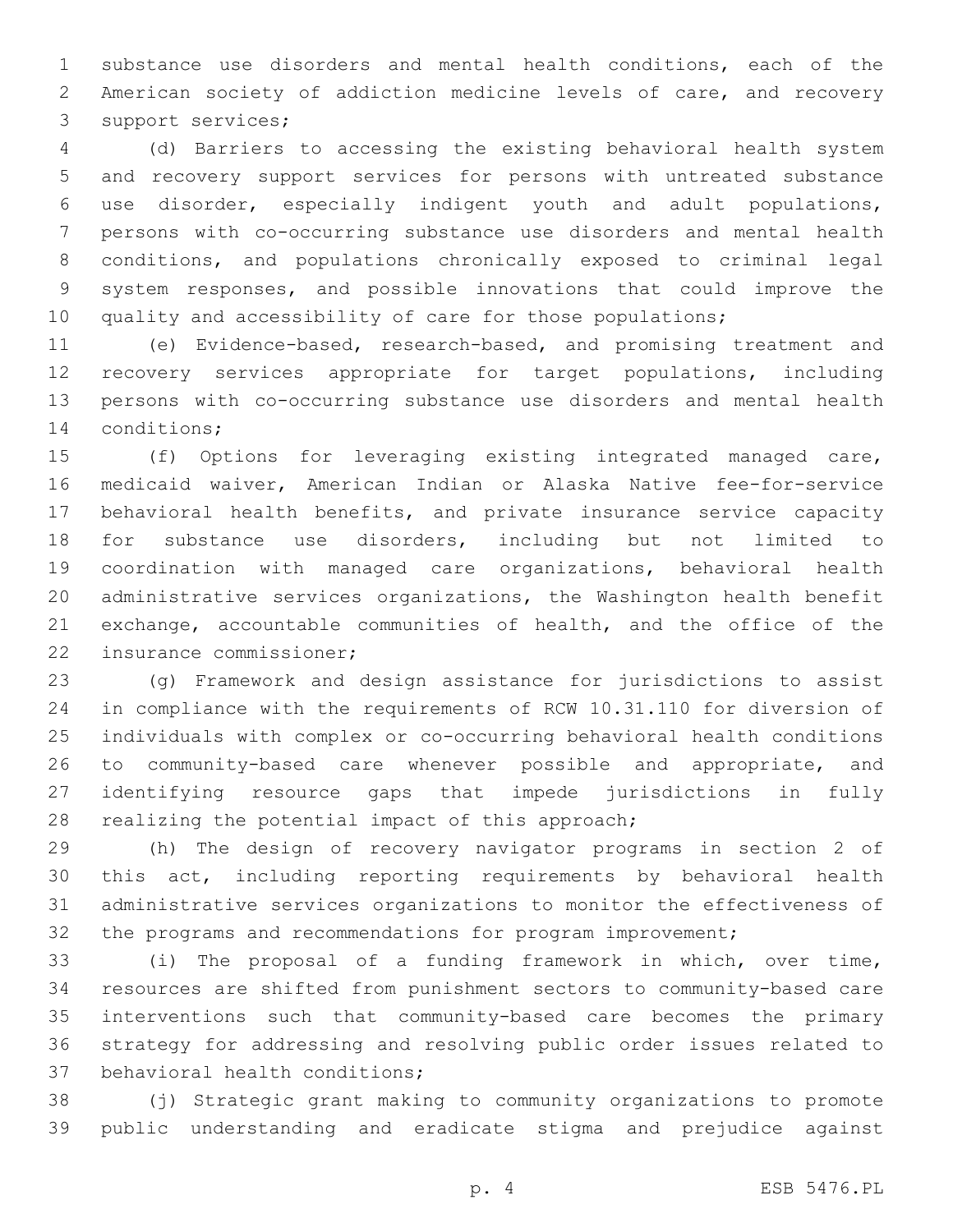substance use disorders and mental health conditions, each of the American society of addiction medicine levels of care, and recovery support services;

(d) Barriers to accessing the existing behavioral health system and recovery support services for persons with untreated substance use disorder, especially indigent youth and adult populations, persons with co-occurring substance use disorders and mental health conditions, and populations chronically exposed to criminal legal system responses, and possible innovations that could improve the quality and accessibility of care for those populations;

(e) Evidence-based, research-based, and promising treatment and recovery services appropriate for target populations, including persons with co-occurring substance use disorders and mental health conditions;

(f) Options for leveraging existing integrated managed care, medicaid waiver, American Indian or Alaska Native fee-for-service behavioral health benefits, and private insurance service capacity for substance use disorders, including but not limited to coordination with managed care organizations, behavioral health administrative services organizations, the Washington health benefit exchange, accountable communities of health, and the office of the insurance commissioner;

(g) Framework and design assistance for jurisdictions to assist in compliance with the requirements of RCW 10.31.110 for diversion of individuals with complex or co-occurring behavioral health conditions to community-based care whenever possible and appropriate, and identifying resource gaps that impede jurisdictions in fully realizing the potential impact of this approach;

(h) The design of recovery navigator programs in section 2 of this act, including reporting requirements by behavioral health administrative services organizations to monitor the effectiveness of the programs and recommendations for program improvement;

(i) The proposal of a funding framework in which, over time, resources are shifted from punishment sectors to community-based care interventions such that community-based care becomes the primary strategy for addressing and resolving public order issues related to behavioral health conditions;

(j) Strategic grant making to community organizations to promote public understanding and eradicate stigma and prejudice against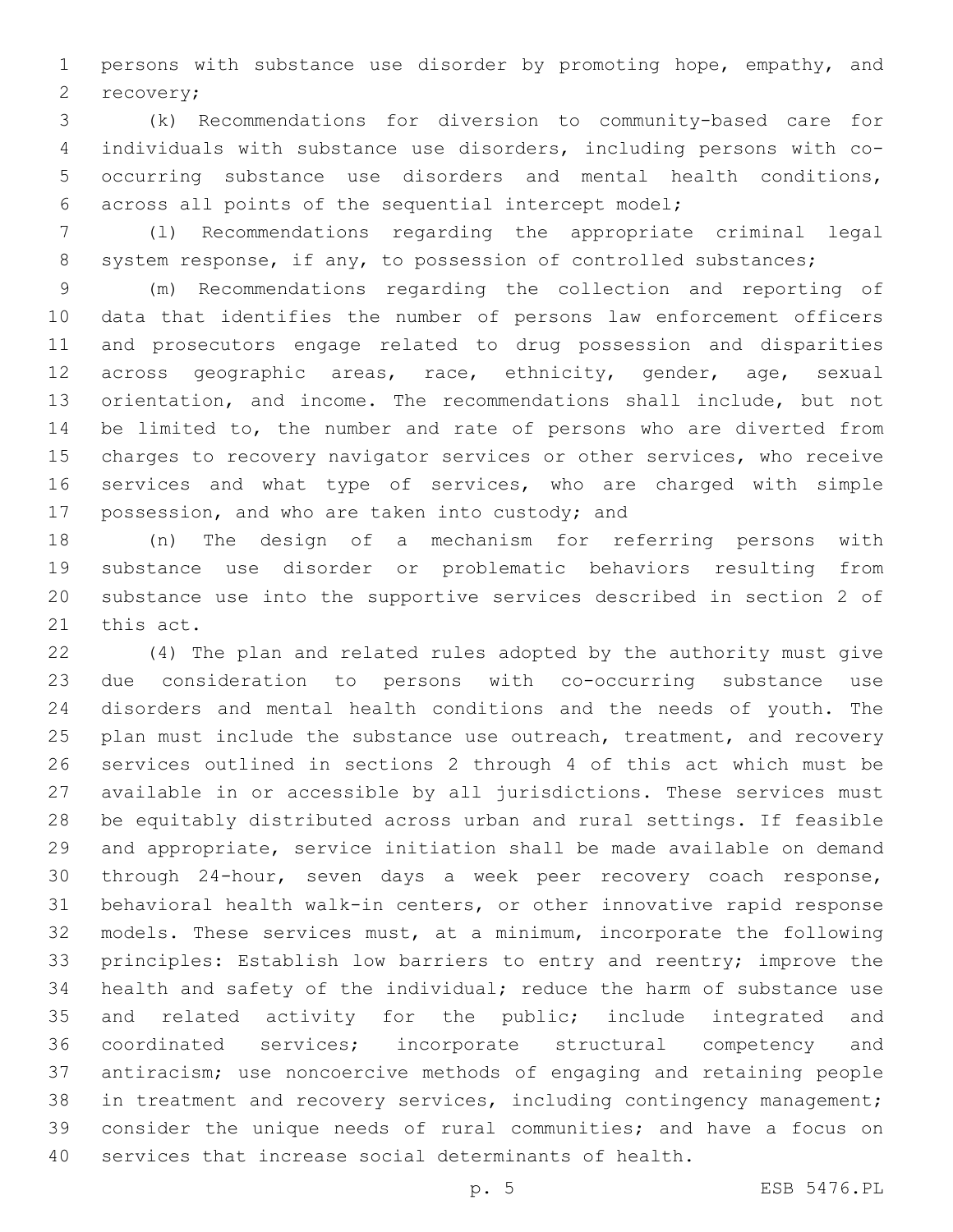persons with substance use disorder by promoting hope, empathy, and recovery;

(k) Recommendations for diversion to community-based care for individuals with substance use disorders, including persons with co-occurring substance use disorders and mental health conditions, across all points of the sequential intercept model;

(l) Recommendations regarding the appropriate criminal legal system response, if any, to possession of controlled substances;

(m) Recommendations regarding the collection and reporting of data that identifies the number of persons law enforcement officers and prosecutors engage related to drug possession and disparities across geographic areas, race, ethnicity, gender, age, sexual orientation, and income. The recommendations shall include, but not be limited to, the number and rate of persons who are diverted from charges to recovery navigator services or other services, who receive services and what type of services, who are charged with simple possession, and who are taken into custody; and

(n) The design of a mechanism for referring persons with substance use disorder or problematic behaviors resulting from substance use into the supportive services described in section 2 of this act.

(4) The plan and related rules adopted by the authority must give due consideration to persons with co-occurring substance use disorders and mental health conditions and the needs of youth. The plan must include the substance use outreach, treatment, and recovery services outlined in sections 2 through 4 of this act which must be available in or accessible by all jurisdictions. These services must be equitably distributed across urban and rural settings. If feasible and appropriate, service initiation shall be made available on demand through 24-hour, seven days a week peer recovery coach response, behavioral health walk-in centers, or other innovative rapid response models. These services must, at a minimum, incorporate the following principles: Establish low barriers to entry and reentry; improve the health and safety of the individual; reduce the harm of substance use and related activity for the public; include integrated and coordinated services; incorporate structural competency and antiracism; use noncoercive methods of engaging and retaining people in treatment and recovery services, including contingency management; consider the unique needs of rural communities; and have a focus on services that increase social determinants of health.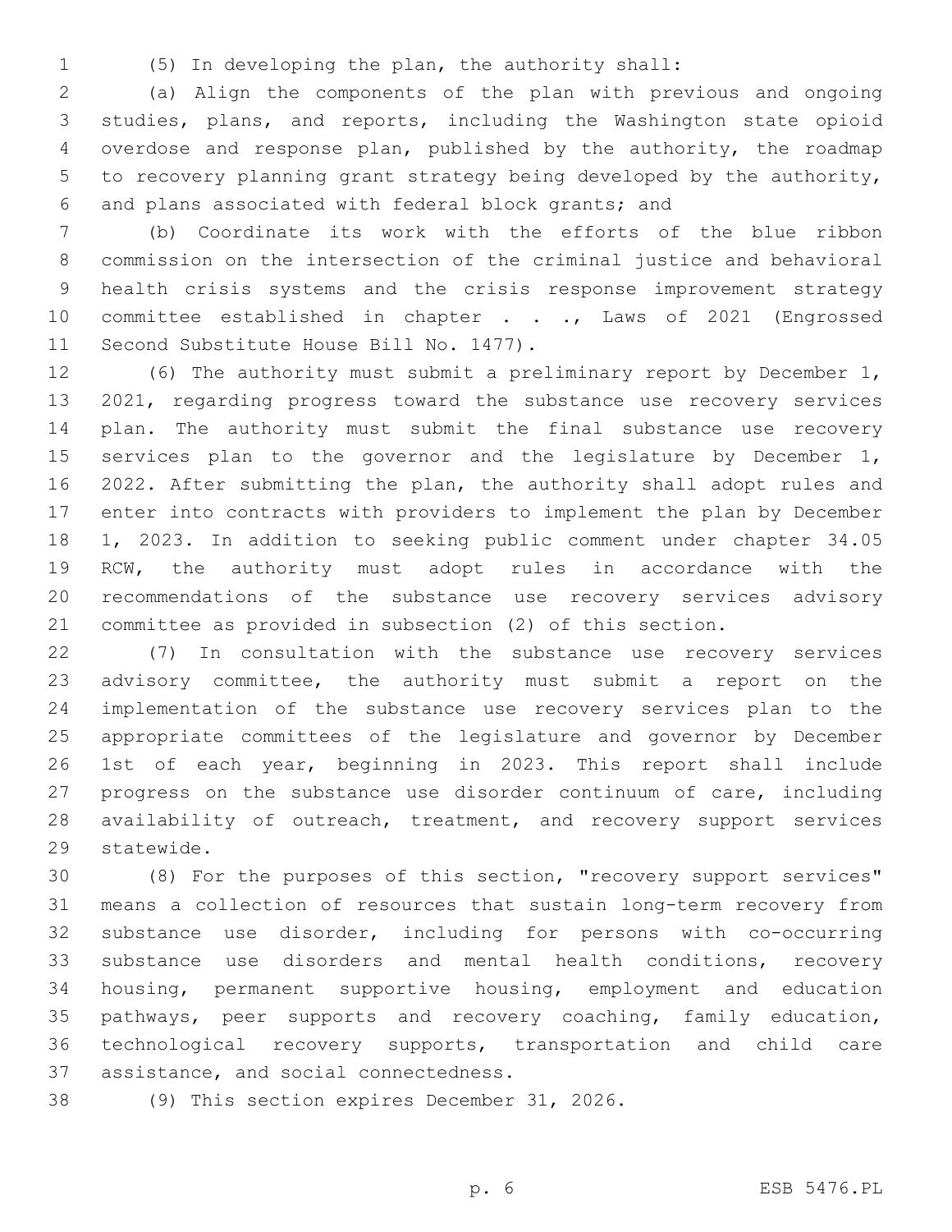(5) In developing the plan, the authority shall:

(a) Align the components of the plan with previous and ongoing studies, plans, and reports, including the Washington state opioid overdose and response plan, published by the authority, the roadmap to recovery planning grant strategy being developed by the authority, and plans associated with federal block grants; and

(b) Coordinate its work with the efforts of the blue ribbon commission on the intersection of the criminal justice and behavioral health crisis systems and the crisis response improvement strategy committee established in chapter . . ., Laws of 2021 (Engrossed Second Substitute House Bill No. 1477).

(6) The authority must submit a preliminary report by December 1, 2021, regarding progress toward the substance use recovery services plan. The authority must submit the final substance use recovery services plan to the governor and the legislature by December 1, 2022. After submitting the plan, the authority shall adopt rules and enter into contracts with providers to implement the plan by December 1, 2023. In addition to seeking public comment under chapter 34.05 RCW, the authority must adopt rules in accordance with the recommendations of the substance use recovery services advisory committee as provided in subsection (2) of this section.

(7) In consultation with the substance use recovery services advisory committee, the authority must submit a report on the implementation of the substance use recovery services plan to the appropriate committees of the legislature and governor by December 1st of each year, beginning in 2023. This report shall include progress on the substance use disorder continuum of care, including availability of outreach, treatment, and recovery support services statewide.

(8) For the purposes of this section, "recovery support services" means a collection of resources that sustain long-term recovery from substance use disorder, including for persons with co-occurring substance use disorders and mental health conditions, recovery housing, permanent supportive housing, employment and education pathways, peer supports and recovery coaching, family education, technological recovery supports, transportation and child care assistance, and social connectedness.

(9) This section expires December 31, 2026.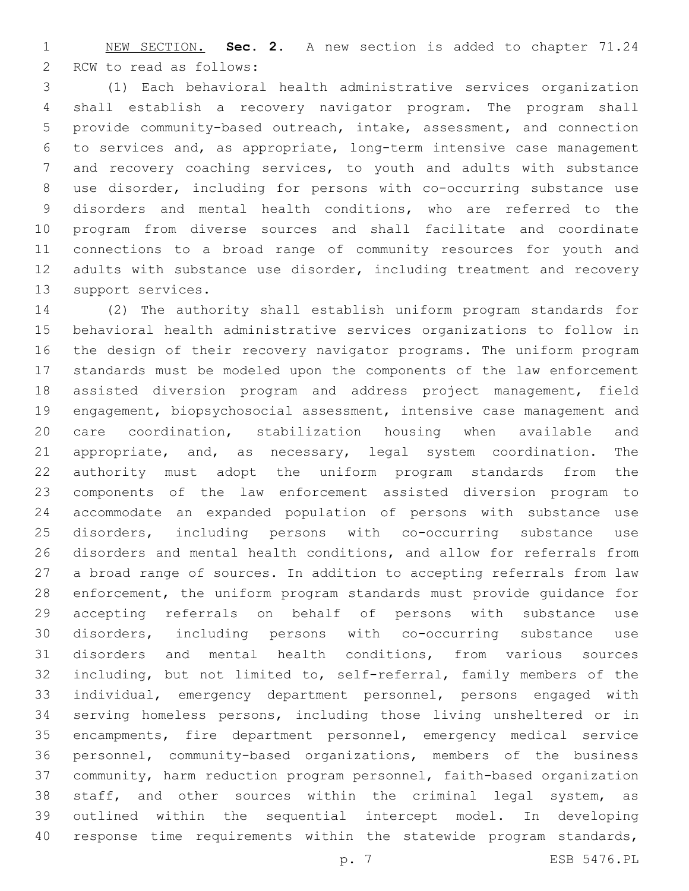NEW SECTION. **Sec. 2.** A new section is added to chapter 71.24 RCW to read as follows:

(1) Each behavioral health administrative services organization shall establish a recovery navigator program. The program shall provide community-based outreach, intake, assessment, and connection to services and, as appropriate, long-term intensive case management and recovery coaching services, to youth and adults with substance use disorder, including for persons with co-occurring substance use disorders and mental health conditions, who are referred to the program from diverse sources and shall facilitate and coordinate connections to a broad range of community resources for youth and adults with substance use disorder, including treatment and recovery support services.

(2) The authority shall establish uniform program standards for behavioral health administrative services organizations to follow in the design of their recovery navigator programs. The uniform program standards must be modeled upon the components of the law enforcement assisted diversion program and address project management, field engagement, biopsychosocial assessment, intensive case management and care coordination, stabilization housing when available and appropriate, and, as necessary, legal system coordination. The authority must adopt the uniform program standards from the components of the law enforcement assisted diversion program to accommodate an expanded population of persons with substance use disorders, including persons with co-occurring substance use disorders and mental health conditions, and allow for referrals from a broad range of sources. In addition to accepting referrals from law enforcement, the uniform program standards must provide guidance for accepting referrals on behalf of persons with substance use disorders, including persons with co-occurring substance use disorders and mental health conditions, from various sources including, but not limited to, self-referral, family members of the individual, emergency department personnel, persons engaged with serving homeless persons, including those living unsheltered or in encampments, fire department personnel, emergency medical service personnel, community-based organizations, members of the business community, harm reduction program personnel, faith-based organization staff, and other sources within the criminal legal system, as outlined within the sequential intercept model. In developing response time requirements within the statewide program standards,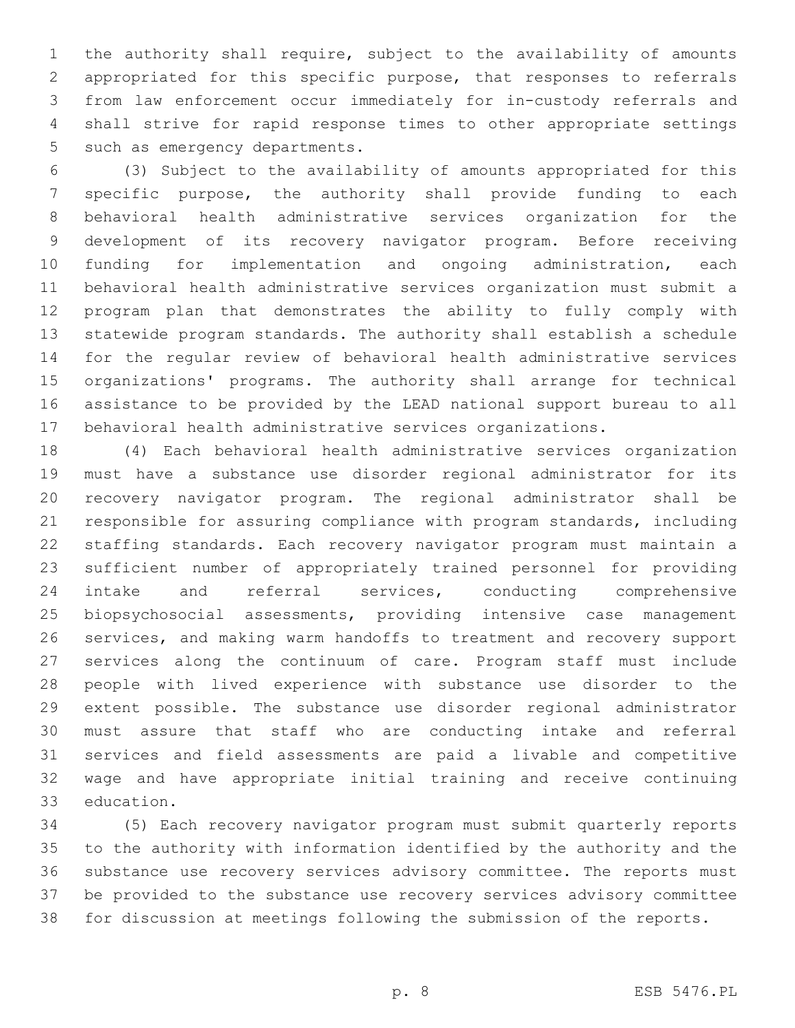the authority shall require, subject to the availability of amounts appropriated for this specific purpose, that responses to referrals from law enforcement occur immediately for in-custody referrals and shall strive for rapid response times to other appropriate settings such as emergency departments.

(3) Subject to the availability of amounts appropriated for this specific purpose, the authority shall provide funding to each behavioral health administrative services organization for the development of its recovery navigator program. Before receiving funding for implementation and ongoing administration, each behavioral health administrative services organization must submit a program plan that demonstrates the ability to fully comply with statewide program standards. The authority shall establish a schedule for the regular review of behavioral health administrative services organizations' programs. The authority shall arrange for technical assistance to be provided by the LEAD national support bureau to all behavioral health administrative services organizations.

(4) Each behavioral health administrative services organization must have a substance use disorder regional administrator for its recovery navigator program. The regional administrator shall be responsible for assuring compliance with program standards, including staffing standards. Each recovery navigator program must maintain a sufficient number of appropriately trained personnel for providing intake and referral services, conducting comprehensive biopsychosocial assessments, providing intensive case management services, and making warm handoffs to treatment and recovery support services along the continuum of care. Program staff must include people with lived experience with substance use disorder to the extent possible. The substance use disorder regional administrator must assure that staff who are conducting intake and referral services and field assessments are paid a livable and competitive wage and have appropriate initial training and receive continuing education.

(5) Each recovery navigator program must submit quarterly reports to the authority with information identified by the authority and the substance use recovery services advisory committee. The reports must be provided to the substance use recovery services advisory committee for discussion at meetings following the submission of the reports.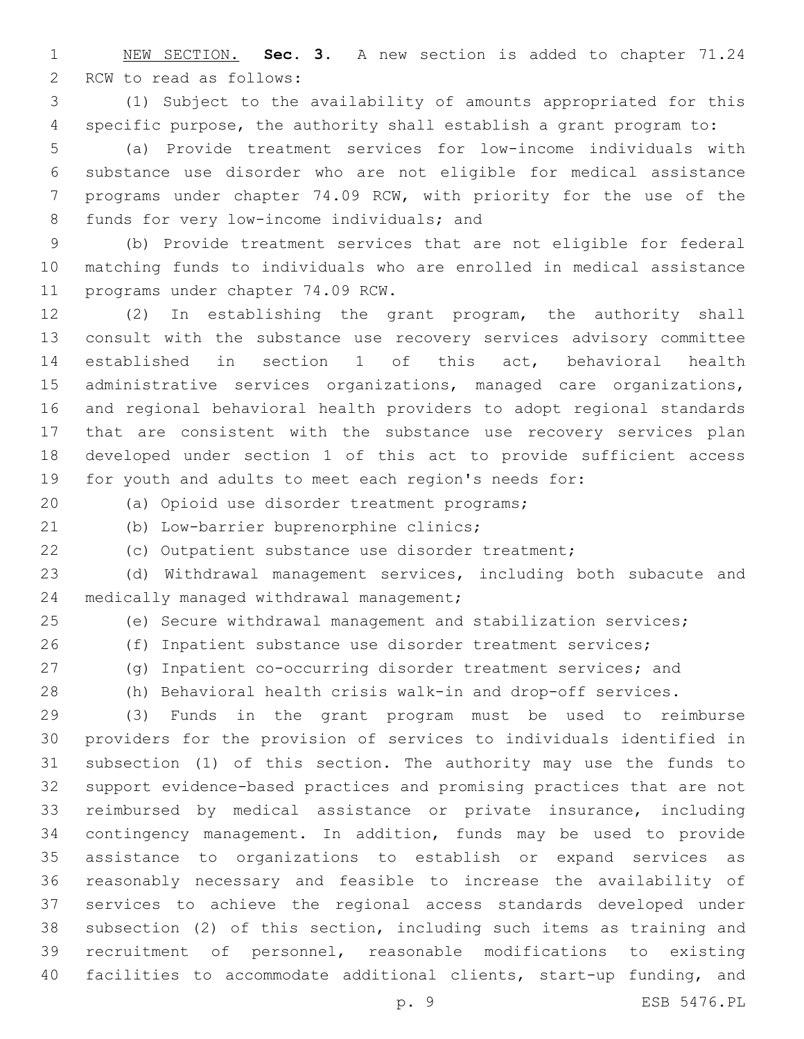NEW SECTION. **Sec. 3.** A new section is added to chapter 71.24 RCW to read as follows:

(1) Subject to the availability of amounts appropriated for this specific purpose, the authority shall establish a grant program to:

(a) Provide treatment services for low-income individuals with substance use disorder who are not eligible for medical assistance programs under chapter 74.09 RCW, with priority for the use of the funds for very low-income individuals; and

(b) Provide treatment services that are not eligible for federal matching funds to individuals who are enrolled in medical assistance programs under chapter 74.09 RCW.

(2) In establishing the grant program, the authority shall consult with the substance use recovery services advisory committee established in section 1 of this act, behavioral health administrative services organizations, managed care organizations, and regional behavioral health providers to adopt regional standards that are consistent with the substance use recovery services plan developed under section 1 of this act to provide sufficient access for youth and adults to meet each region's needs for:

(a) Opioid use disorder treatment programs;

(b) Low-barrier buprenorphine clinics;

(c) Outpatient substance use disorder treatment;

(d) Withdrawal management services, including both subacute and medically managed withdrawal management;

(e) Secure withdrawal management and stabilization services;

(f) Inpatient substance use disorder treatment services;

(g) Inpatient co-occurring disorder treatment services; and

(h) Behavioral health crisis walk-in and drop-off services.

(3) Funds in the grant program must be used to reimburse providers for the provision of services to individuals identified in subsection (1) of this section. The authority may use the funds to support evidence-based practices and promising practices that are not reimbursed by medical assistance or private insurance, including contingency management. In addition, funds may be used to provide assistance to organizations to establish or expand services as reasonably necessary and feasible to increase the availability of services to achieve the regional access standards developed under subsection (2) of this section, including such items as training and recruitment of personnel, reasonable modifications to existing facilities to accommodate additional clients, start-up funding, and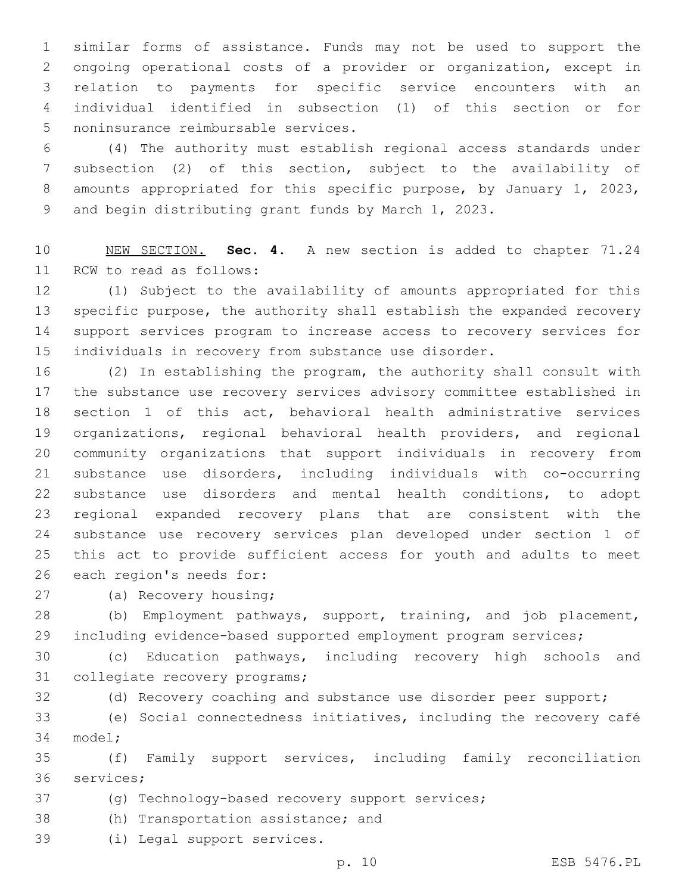similar forms of assistance. Funds may not be used to support the ongoing operational costs of a provider or organization, except in relation to payments for specific service encounters with an individual identified in subsection (1) of this section or for noninsurance reimbursable services.

(4) The authority must establish regional access standards under subsection (2) of this section, subject to the availability of amounts appropriated for this specific purpose, by January 1, 2023, and begin distributing grant funds by March 1, 2023.

NEW SECTION. **Sec. 4.** A new section is added to chapter 71.24 RCW to read as follows:

(1) Subject to the availability of amounts appropriated for this specific purpose, the authority shall establish the expanded recovery support services program to increase access to recovery services for individuals in recovery from substance use disorder.

(2) In establishing the program, the authority shall consult with the substance use recovery services advisory committee established in section 1 of this act, behavioral health administrative services organizations, regional behavioral health providers, and regional community organizations that support individuals in recovery from substance use disorders, including individuals with co-occurring substance use disorders and mental health conditions, to adopt regional expanded recovery plans that are consistent with the substance use recovery services plan developed under section 1 of this act to provide sufficient access for youth and adults to meet each region's needs for:

(a) Recovery housing;

(b) Employment pathways, support, training, and job placement, including evidence-based supported employment program services;

(c) Education pathways, including recovery high schools and collegiate recovery programs;

(d) Recovery coaching and substance use disorder peer support;

(e) Social connectedness initiatives, including the recovery café model;

(f) Family support services, including family reconciliation services;

(g) Technology-based recovery support services;

(h) Transportation assistance; and

(i) Legal support services.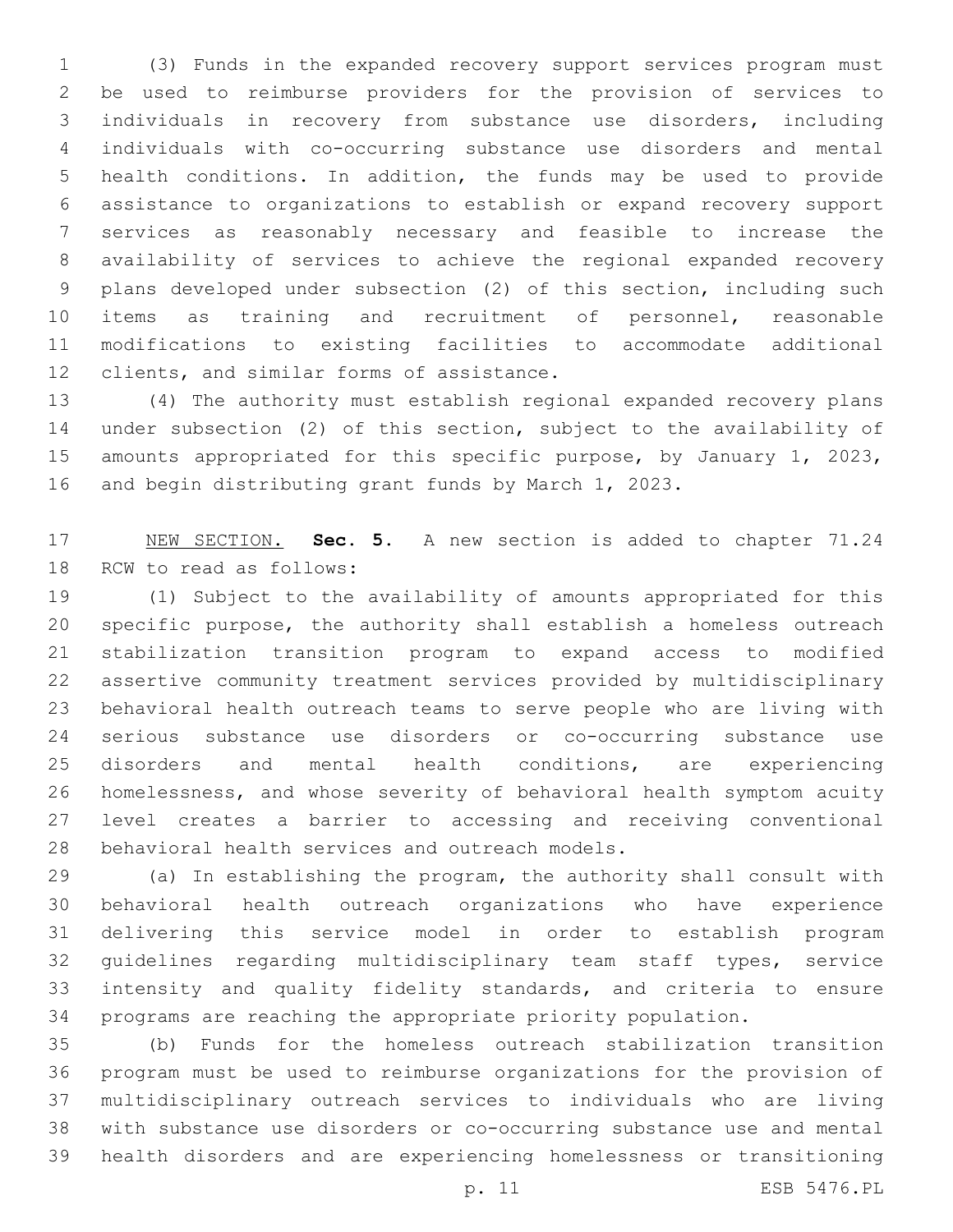(3) Funds in the expanded recovery support services program must be used to reimburse providers for the provision of services to individuals in recovery from substance use disorders, including individuals with co-occurring substance use disorders and mental health conditions. In addition, the funds may be used to provide assistance to organizations to establish or expand recovery support services as reasonably necessary and feasible to increase the availability of services to achieve the regional expanded recovery plans developed under subsection (2) of this section, including such items as training and recruitment of personnel, reasonable modifications to existing facilities to accommodate additional clients, and similar forms of assistance.

(4) The authority must establish regional expanded recovery plans under subsection (2) of this section, subject to the availability of amounts appropriated for this specific purpose, by January 1, 2023, and begin distributing grant funds by March 1, 2023.

NEW SECTION. **Sec. 5.** A new section is added to chapter 71.24 RCW to read as follows:

(1) Subject to the availability of amounts appropriated for this specific purpose, the authority shall establish a homeless outreach stabilization transition program to expand access to modified assertive community treatment services provided by multidisciplinary behavioral health outreach teams to serve people who are living with serious substance use disorders or co-occurring substance use disorders and mental health conditions, are experiencing homelessness, and whose severity of behavioral health symptom acuity level creates a barrier to accessing and receiving conventional behavioral health services and outreach models.

(a) In establishing the program, the authority shall consult with behavioral health outreach organizations who have experience delivering this service model in order to establish program guidelines regarding multidisciplinary team staff types, service intensity and quality fidelity standards, and criteria to ensure programs are reaching the appropriate priority population.

(b) Funds for the homeless outreach stabilization transition program must be used to reimburse organizations for the provision of multidisciplinary outreach services to individuals who are living with substance use disorders or co-occurring substance use and mental health disorders and are experiencing homelessness or transitioning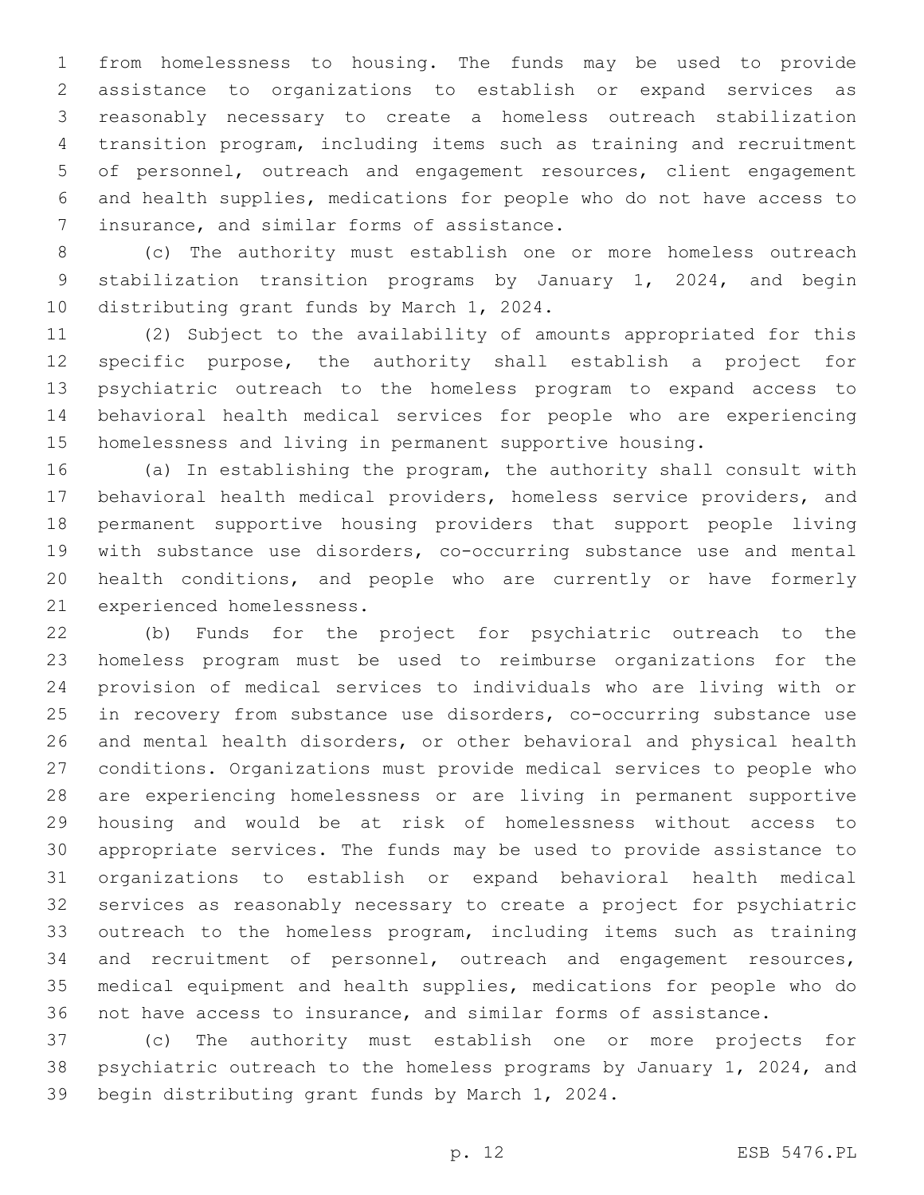from homelessness to housing. The funds may be used to provide assistance to organizations to establish or expand services as reasonably necessary to create a homeless outreach stabilization transition program, including items such as training and recruitment of personnel, outreach and engagement resources, client engagement and health supplies, medications for people who do not have access to insurance, and similar forms of assistance.

(c) The authority must establish one or more homeless outreach stabilization transition programs by January 1, 2024, and begin distributing grant funds by March 1, 2024.

(2) Subject to the availability of amounts appropriated for this specific purpose, the authority shall establish a project for psychiatric outreach to the homeless program to expand access to behavioral health medical services for people who are experiencing homelessness and living in permanent supportive housing.

(a) In establishing the program, the authority shall consult with behavioral health medical providers, homeless service providers, and permanent supportive housing providers that support people living with substance use disorders, co-occurring substance use and mental health conditions, and people who are currently or have formerly experienced homelessness.

(b) Funds for the project for psychiatric outreach to the homeless program must be used to reimburse organizations for the provision of medical services to individuals who are living with or in recovery from substance use disorders, co-occurring substance use and mental health disorders, or other behavioral and physical health conditions. Organizations must provide medical services to people who are experiencing homelessness or are living in permanent supportive housing and would be at risk of homelessness without access to appropriate services. The funds may be used to provide assistance to organizations to establish or expand behavioral health medical services as reasonably necessary to create a project for psychiatric outreach to the homeless program, including items such as training and recruitment of personnel, outreach and engagement resources, medical equipment and health supplies, medications for people who do not have access to insurance, and similar forms of assistance.

(c) The authority must establish one or more projects for psychiatric outreach to the homeless programs by January 1, 2024, and begin distributing grant funds by March 1, 2024.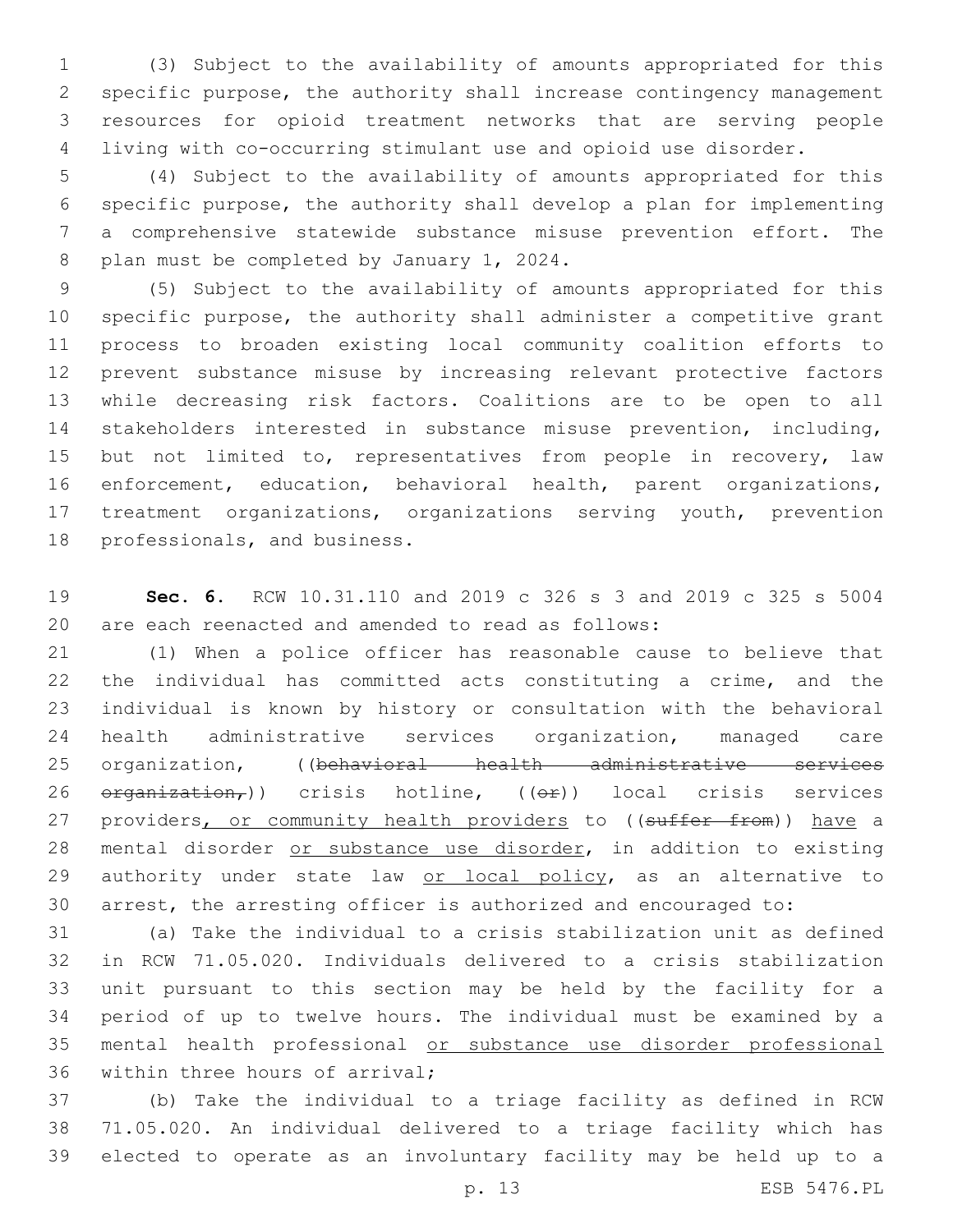(3) Subject to the availability of amounts appropriated for this specific purpose, the authority shall increase contingency management resources for opioid treatment networks that are serving people living with co-occurring stimulant use and opioid use disorder.

(4) Subject to the availability of amounts appropriated for this specific purpose, the authority shall develop a plan for implementing a comprehensive statewide substance misuse prevention effort. The plan must be completed by January 1, 2024.

(5) Subject to the availability of amounts appropriated for this specific purpose, the authority shall administer a competitive grant process to broaden existing local community coalition efforts to prevent substance misuse by increasing relevant protective factors while decreasing risk factors. Coalitions are to be open to all stakeholders interested in substance misuse prevention, including, but not limited to, representatives from people in recovery, law enforcement, education, behavioral health, parent organizations, treatment organizations, organizations serving youth, prevention professionals, and business.

**Sec. 6.** RCW 10.31.110 and 2019 c 326 s 3 and 2019 c 325 s 5004 are each reenacted and amended to read as follows:

(1) When a police officer has reasonable cause to believe that the individual has committed acts constituting a crime, and the individual is known by history or consultation with the behavioral health administrative services organization, managed care organization, ((~~behavioral health administrative services organization,~~)) crisis hotline, ((~~or~~)) local crisis services providers, or community health providers to ((~~suffer from~~)) have a mental disorder or substance use disorder, in addition to existing authority under state law or local policy, as an alternative to arrest, the arresting officer is authorized and encouraged to:

(a) Take the individual to a crisis stabilization unit as defined in RCW 71.05.020. Individuals delivered to a crisis stabilization unit pursuant to this section may be held by the facility for a period of up to twelve hours. The individual must be examined by a mental health professional or substance use disorder professional within three hours of arrival;

(b) Take the individual to a triage facility as defined in RCW 71.05.020. An individual delivered to a triage facility which has elected to operate as an involuntary facility may be held up to a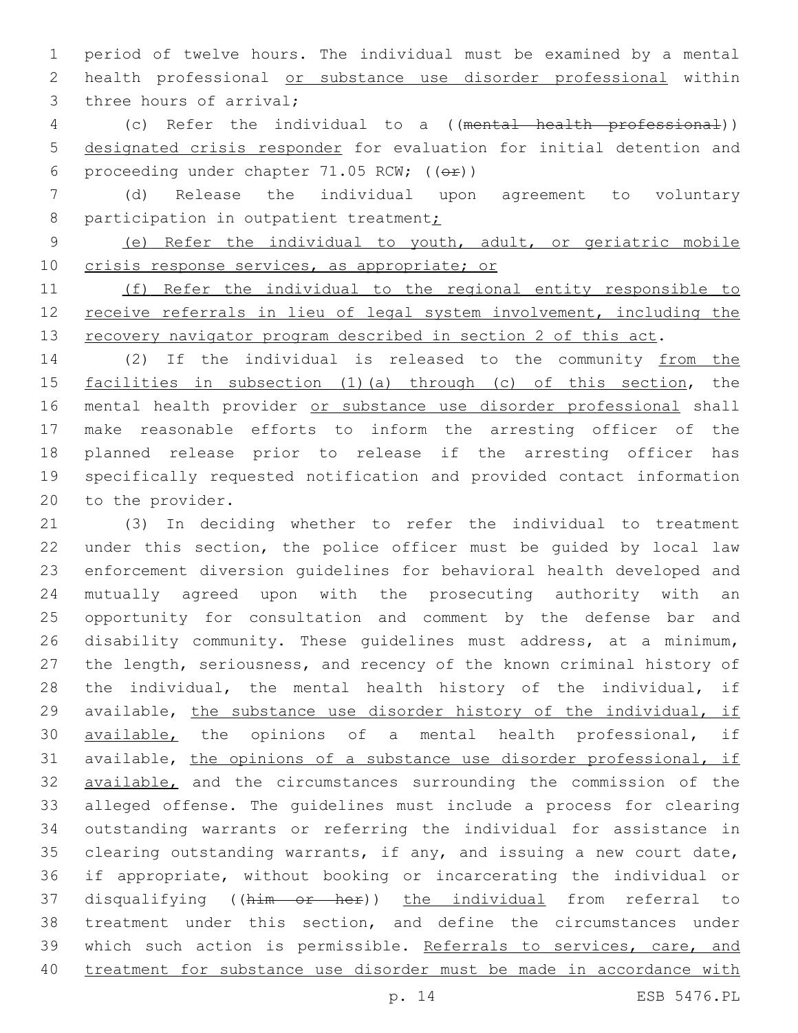period of twelve hours. The individual must be examined by a mental health professional or substance use disorder professional within three hours of arrival;

(c) Refer the individual to a ((~~mental health professional~~)) designated crisis responder for evaluation for initial detention and proceeding under chapter 71.05 RCW; ((~~or~~))

(d) Release the individual upon agreement to voluntary participation in outpatient treatment;

(e) Refer the individual to youth, adult, or geriatric mobile crisis response services, as appropriate; or

(f) Refer the individual to the regional entity responsible to receive referrals in lieu of legal system involvement, including the recovery navigator program described in section 2 of this act.

(2) If the individual is released to the community from the facilities in subsection (1)(a) through (c) of this section, the mental health provider or substance use disorder professional shall make reasonable efforts to inform the arresting officer of the planned release prior to release if the arresting officer has specifically requested notification and provided contact information to the provider.

(3) In deciding whether to refer the individual to treatment under this section, the police officer must be guided by local law enforcement diversion guidelines for behavioral health developed and mutually agreed upon with the prosecuting authority with an opportunity for consultation and comment by the defense bar and disability community. These guidelines must address, at a minimum, the length, seriousness, and recency of the known criminal history of the individual, the mental health history of the individual, if available, the substance use disorder history of the individual, if available, the opinions of a mental health professional, if available, the opinions of a substance use disorder professional, if available, and the circumstances surrounding the commission of the alleged offense. The guidelines must include a process for clearing outstanding warrants or referring the individual for assistance in clearing outstanding warrants, if any, and issuing a new court date, if appropriate, without booking or incarcerating the individual or disqualifying ((~~him or her~~)) the individual from referral to treatment under this section, and define the circumstances under which such action is permissible. Referrals to services, care, and treatment for substance use disorder must be made in accordance with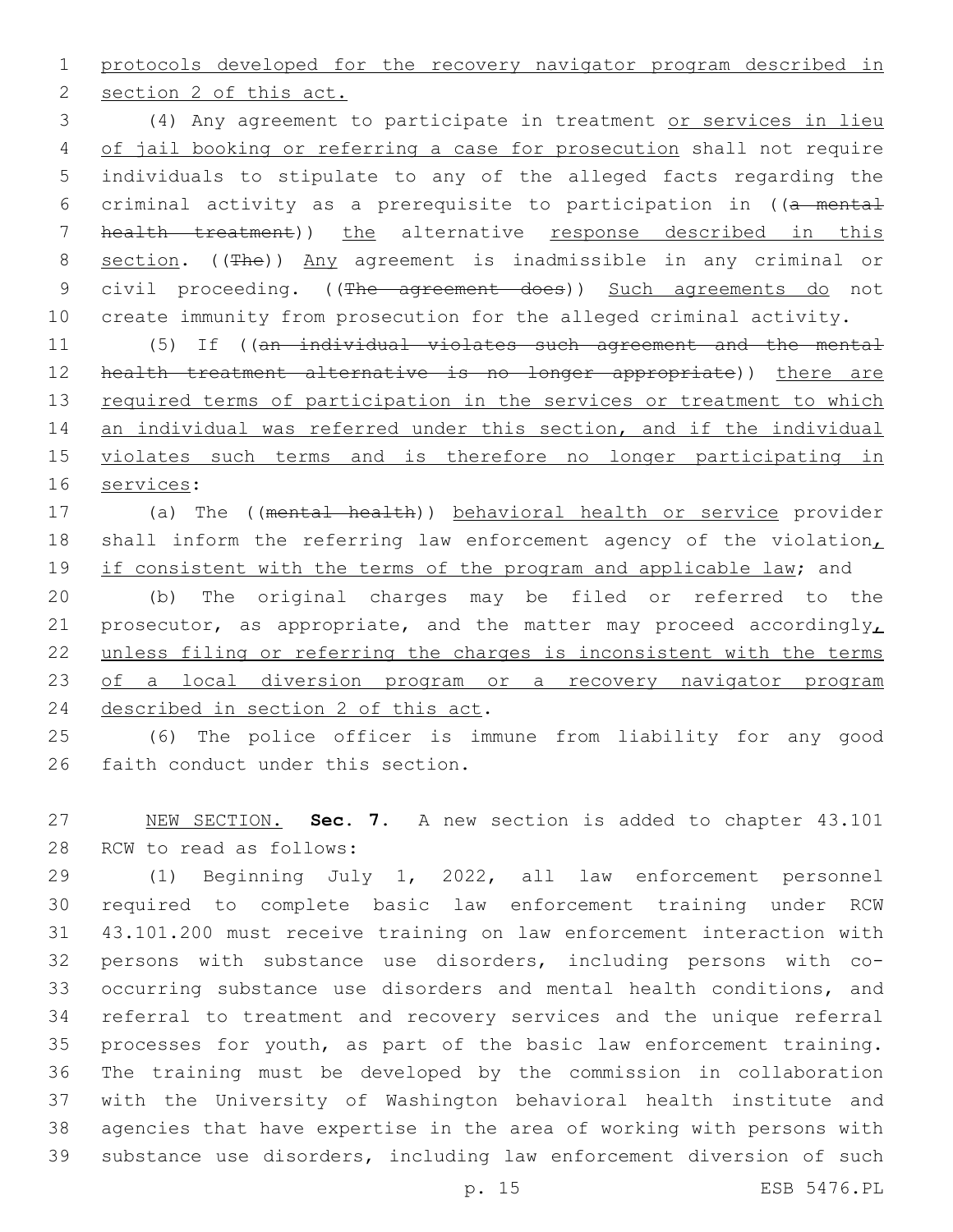protocols developed for the recovery navigator program described in section 2 of this act.

(4) Any agreement to participate in treatment or services in lieu of jail booking or referring a case for prosecution shall not require individuals to stipulate to any of the alleged facts regarding the criminal activity as a prerequisite to participation in ((~~a mental health treatment~~)) the alternative response described in this section. ((~~The~~)) Any agreement is inadmissible in any criminal or civil proceeding. ((~~The agreement does~~)) Such agreements do not create immunity from prosecution for the alleged criminal activity.

(5) If ((~~an individual violates such agreement and the mental health treatment alternative is no longer appropriate~~)) there are required terms of participation in the services or treatment to which an individual was referred under this section, and if the individual violates such terms and is therefore no longer participating in services:

(a) The ((~~mental health~~)) behavioral health or service provider shall inform the referring law enforcement agency of the violation, if consistent with the terms of the program and applicable law; and

(b) The original charges may be filed or referred to the prosecutor, as appropriate, and the matter may proceed accordingly, unless filing or referring the charges is inconsistent with the terms of a local diversion program or a recovery navigator program described in section 2 of this act.

(6) The police officer is immune from liability for any good faith conduct under this section.

NEW SECTION. **Sec. 7.** A new section is added to chapter 43.101 RCW to read as follows:

(1) Beginning July 1, 2022, all law enforcement personnel required to complete basic law enforcement training under RCW 43.101.200 must receive training on law enforcement interaction with persons with substance use disorders, including persons with co-occurring substance use disorders and mental health conditions, and referral to treatment and recovery services and the unique referral processes for youth, as part of the basic law enforcement training. The training must be developed by the commission in collaboration with the University of Washington behavioral health institute and agencies that have expertise in the area of working with persons with substance use disorders, including law enforcement diversion of such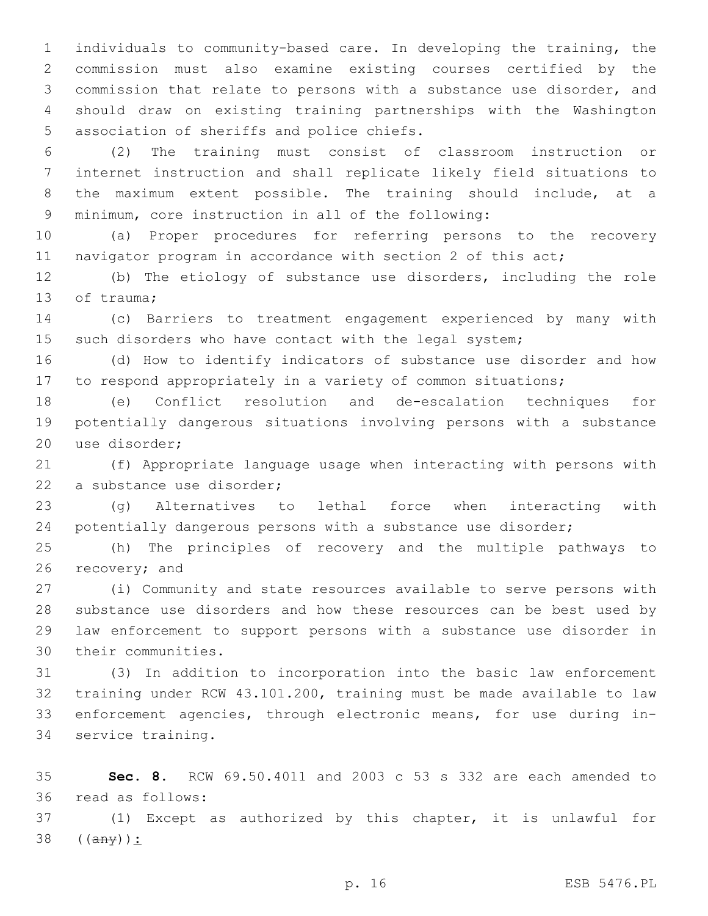individuals to community-based care. In developing the training, the commission must also examine existing courses certified by the commission that relate to persons with a substance use disorder, and should draw on existing training partnerships with the Washington association of sheriffs and police chiefs.

(2) The training must consist of classroom instruction or internet instruction and shall replicate likely field situations to the maximum extent possible. The training should include, at a minimum, core instruction in all of the following:

(a) Proper procedures for referring persons to the recovery navigator program in accordance with section 2 of this act;

(b) The etiology of substance use disorders, including the role of trauma;

(c) Barriers to treatment engagement experienced by many with such disorders who have contact with the legal system;

(d) How to identify indicators of substance use disorder and how to respond appropriately in a variety of common situations;

(e) Conflict resolution and de-escalation techniques for potentially dangerous situations involving persons with a substance use disorder;

(f) Appropriate language usage when interacting with persons with a substance use disorder;

(g) Alternatives to lethal force when interacting with potentially dangerous persons with a substance use disorder;

(h) The principles of recovery and the multiple pathways to recovery; and

(i) Community and state resources available to serve persons with substance use disorders and how these resources can be best used by law enforcement to support persons with a substance use disorder in their communities.

(3) In addition to incorporation into the basic law enforcement training under RCW 43.101.200, training must be made available to law enforcement agencies, through electronic means, for use during in-service training.

**Sec. 8.** RCW 69.50.4011 and 2003 c 53 s 332 are each amended to read as follows:

(1) Except as authorized by this chapter, it is unlawful for ((~~any~~))<u>:</u>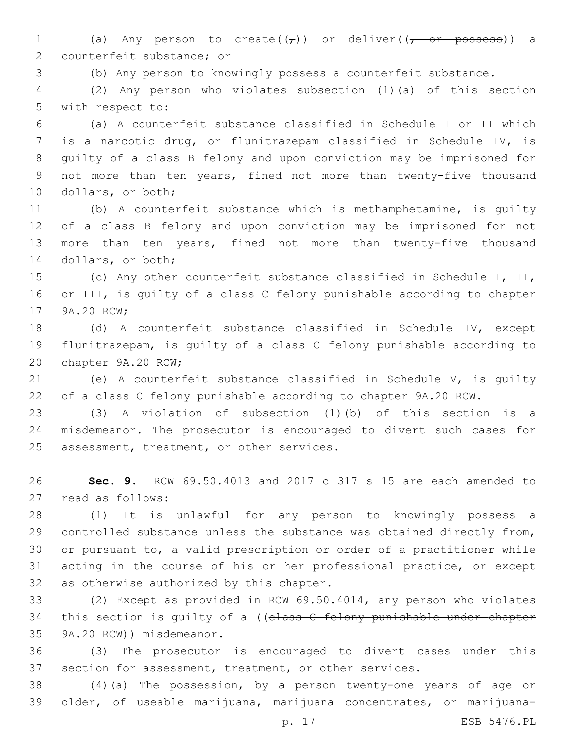(a) Any person to create((,)) or deliver((, or possess)) a counterfeit substance; or

(b) Any person to knowingly possess a counterfeit substance.

(2) Any person who violates subsection (1)(a) of this section with respect to:

(a) A counterfeit substance classified in Schedule I or II which is a narcotic drug, or flunitrazepam classified in Schedule IV, is guilty of a class B felony and upon conviction may be imprisoned for not more than ten years, fined not more than twenty-five thousand dollars, or both;

(b) A counterfeit substance which is methamphetamine, is guilty of a class B felony and upon conviction may be imprisoned for not more than ten years, fined not more than twenty-five thousand dollars, or both;

(c) Any other counterfeit substance classified in Schedule I, II, or III, is guilty of a class C felony punishable according to chapter 9A.20 RCW;

(d) A counterfeit substance classified in Schedule IV, except flunitrazepam, is guilty of a class C felony punishable according to chapter 9A.20 RCW;

(e) A counterfeit substance classified in Schedule V, is guilty of a class C felony punishable according to chapter 9A.20 RCW.

(3) A violation of subsection (1)(b) of this section is a misdemeanor. The prosecutor is encouraged to divert such cases for assessment, treatment, or other services.

**Sec. 9.** RCW 69.50.4013 and 2017 c 317 s 15 are each amended to read as follows:

(1) It is unlawful for any person to knowingly possess a controlled substance unless the substance was obtained directly from, or pursuant to, a valid prescription or order of a practitioner while acting in the course of his or her professional practice, or except as otherwise authorized by this chapter.

(2) Except as provided in RCW 69.50.4014, any person who violates this section is guilty of a ((class C felony punishable under chapter 9A.20 RCW)) misdemeanor.

(3) The prosecutor is encouraged to divert cases under this section for assessment, treatment, or other services.

(4)(a) The possession, by a person twenty-one years of age or older, of useable marijuana, marijuana concentrates, or marijuana-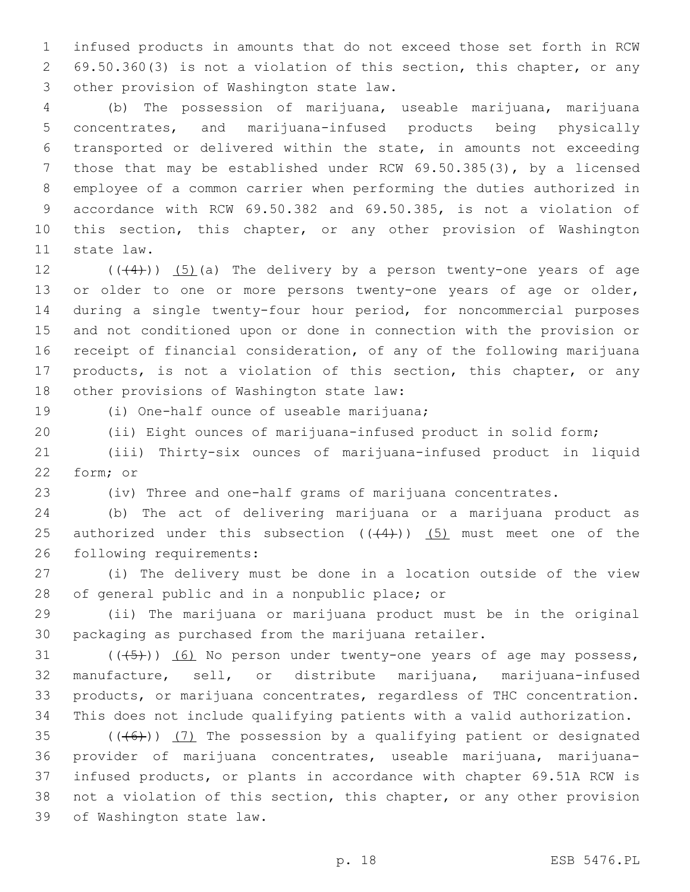infused products in amounts that do not exceed those set forth in RCW 69.50.360(3) is not a violation of this section, this chapter, or any other provision of Washington state law.

(b) The possession of marijuana, useable marijuana, marijuana concentrates, and marijuana-infused products being physically transported or delivered within the state, in amounts not exceeding those that may be established under RCW 69.50.385(3), by a licensed employee of a common carrier when performing the duties authorized in accordance with RCW 69.50.382 and 69.50.385, is not a violation of this section, this chapter, or any other provision of Washington state law.

~~((4))~~ (5)(a) The delivery by a person twenty-one years of age or older to one or more persons twenty-one years of age or older, during a single twenty-four hour period, for noncommercial purposes and not conditioned upon or done in connection with the provision or receipt of financial consideration, of any of the following marijuana products, is not a violation of this section, this chapter, or any other provisions of Washington state law:

(i) One-half ounce of useable marijuana;

(ii) Eight ounces of marijuana-infused product in solid form;

(iii) Thirty-six ounces of marijuana-infused product in liquid form; or

(iv) Three and one-half grams of marijuana concentrates.

(b) The act of delivering marijuana or a marijuana product as authorized under this subsection ~~((4))~~ (5) must meet one of the following requirements:

(i) The delivery must be done in a location outside of the view of general public and in a nonpublic place; or

(ii) The marijuana or marijuana product must be in the original packaging as purchased from the marijuana retailer.

~~((5))~~ (6) No person under twenty-one years of age may possess, manufacture, sell, or distribute marijuana, marijuana-infused products, or marijuana concentrates, regardless of THC concentration. This does not include qualifying patients with a valid authorization.

~~((6))~~ (7) The possession by a qualifying patient or designated provider of marijuana concentrates, useable marijuana, marijuana-infused products, or plants in accordance with chapter 69.51A RCW is not a violation of this section, this chapter, or any other provision of Washington state law.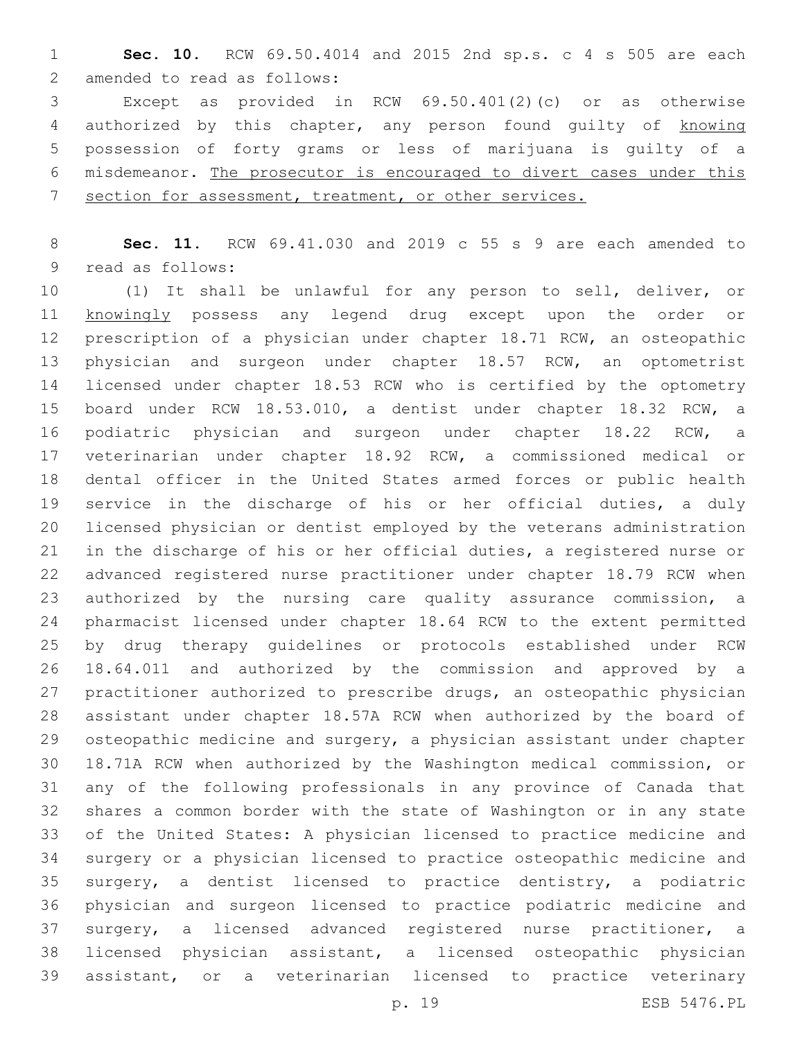**Sec. 10.** RCW 69.50.4014 and 2015 2nd sp.s. c 4 s 505 are each amended to read as follows:

Except as provided in RCW 69.50.401(2)(c) or as otherwise authorized by this chapter, any person found guilty of <u>knowing</u> possession of forty grams or less of marijuana is guilty of a misdemeanor. <u>The prosecutor is encouraged to divert cases under this section for assessment, treatment, or other services.</u>

**Sec. 11.** RCW 69.41.030 and 2019 c 55 s 9 are each amended to read as follows:

(1) It shall be unlawful for any person to sell, deliver, or <u>knowingly</u> possess any legend drug except upon the order or prescription of a physician under chapter 18.71 RCW, an osteopathic physician and surgeon under chapter 18.57 RCW, an optometrist licensed under chapter 18.53 RCW who is certified by the optometry board under RCW 18.53.010, a dentist under chapter 18.32 RCW, a podiatric physician and surgeon under chapter 18.22 RCW, a veterinarian under chapter 18.92 RCW, a commissioned medical or dental officer in the United States armed forces or public health service in the discharge of his or her official duties, a duly licensed physician or dentist employed by the veterans administration in the discharge of his or her official duties, a registered nurse or advanced registered nurse practitioner under chapter 18.79 RCW when authorized by the nursing care quality assurance commission, a pharmacist licensed under chapter 18.64 RCW to the extent permitted by drug therapy guidelines or protocols established under RCW 18.64.011 and authorized by the commission and approved by a practitioner authorized to prescribe drugs, an osteopathic physician assistant under chapter 18.57A RCW when authorized by the board of osteopathic medicine and surgery, a physician assistant under chapter 18.71A RCW when authorized by the Washington medical commission, or any of the following professionals in any province of Canada that shares a common border with the state of Washington or in any state of the United States: A physician licensed to practice medicine and surgery or a physician licensed to practice osteopathic medicine and surgery, a dentist licensed to practice dentistry, a podiatric physician and surgeon licensed to practice podiatric medicine and surgery, a licensed advanced registered nurse practitioner, a licensed physician assistant, a licensed osteopathic physician assistant, or a veterinarian licensed to practice veterinary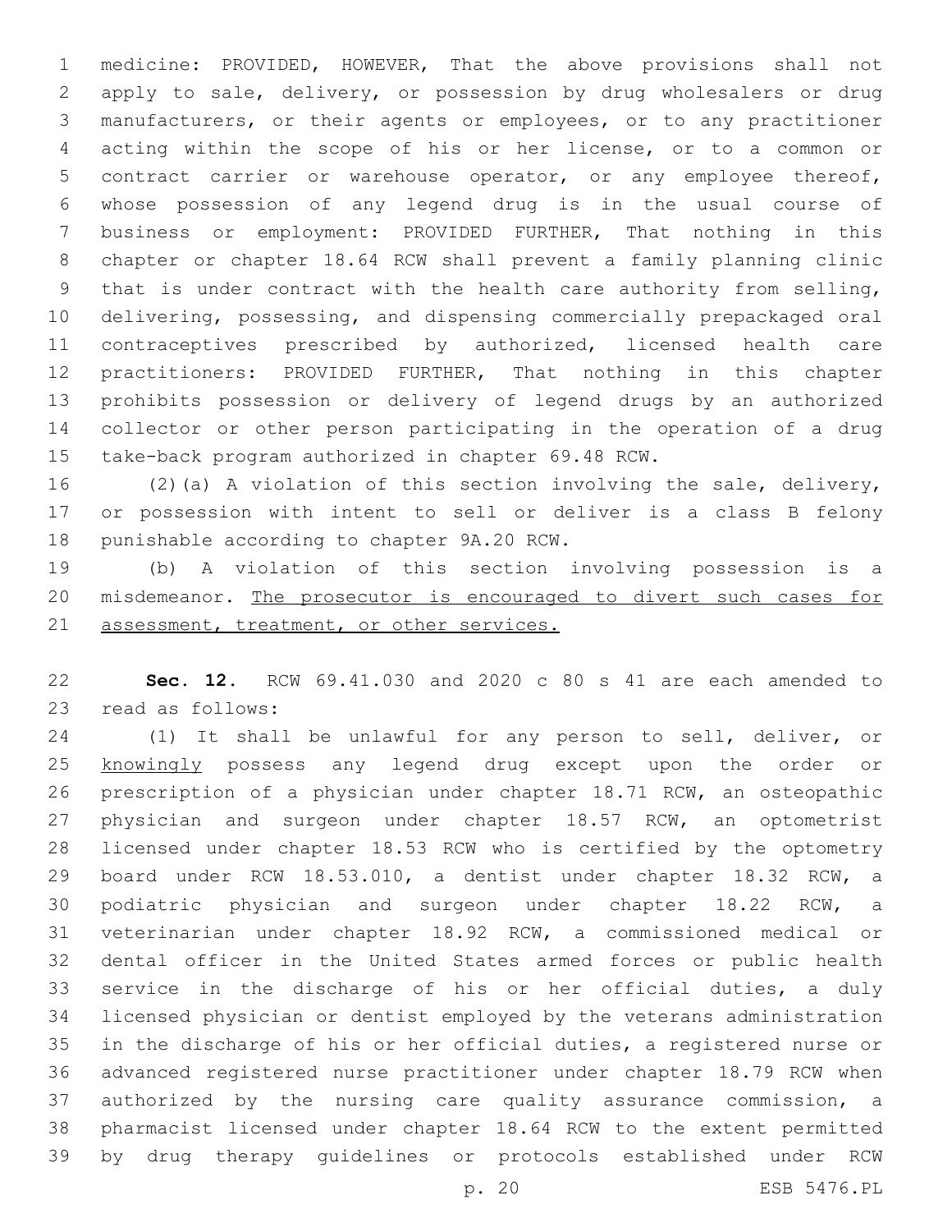medicine: PROVIDED, HOWEVER, That the above provisions shall not apply to sale, delivery, or possession by drug wholesalers or drug manufacturers, or their agents or employees, or to any practitioner acting within the scope of his or her license, or to a common or contract carrier or warehouse operator, or any employee thereof, whose possession of any legend drug is in the usual course of business or employment: PROVIDED FURTHER, That nothing in this chapter or chapter 18.64 RCW shall prevent a family planning clinic that is under contract with the health care authority from selling, delivering, possessing, and dispensing commercially prepackaged oral contraceptives prescribed by authorized, licensed health care practitioners: PROVIDED FURTHER, That nothing in this chapter prohibits possession or delivery of legend drugs by an authorized collector or other person participating in the operation of a drug take-back program authorized in chapter 69.48 RCW.

(2)(a) A violation of this section involving the sale, delivery, or possession with intent to sell or deliver is a class B felony punishable according to chapter 9A.20 RCW.

(b) A violation of this section involving possession is a misdemeanor. <u>The prosecutor is encouraged to divert such cases for assessment, treatment, or other services.</u>

**Sec. 12.** RCW 69.41.030 and 2020 c 80 s 41 are each amended to read as follows:

(1) It shall be unlawful for any person to sell, deliver, or <u>knowingly</u> possess any legend drug except upon the order or prescription of a physician under chapter 18.71 RCW, an osteopathic physician and surgeon under chapter 18.57 RCW, an optometrist licensed under chapter 18.53 RCW who is certified by the optometry board under RCW 18.53.010, a dentist under chapter 18.32 RCW, a podiatric physician and surgeon under chapter 18.22 RCW, a veterinarian under chapter 18.92 RCW, a commissioned medical or dental officer in the United States armed forces or public health service in the discharge of his or her official duties, a duly licensed physician or dentist employed by the veterans administration in the discharge of his or her official duties, a registered nurse or advanced registered nurse practitioner under chapter 18.79 RCW when authorized by the nursing care quality assurance commission, a pharmacist licensed under chapter 18.64 RCW to the extent permitted by drug therapy guidelines or protocols established under RCW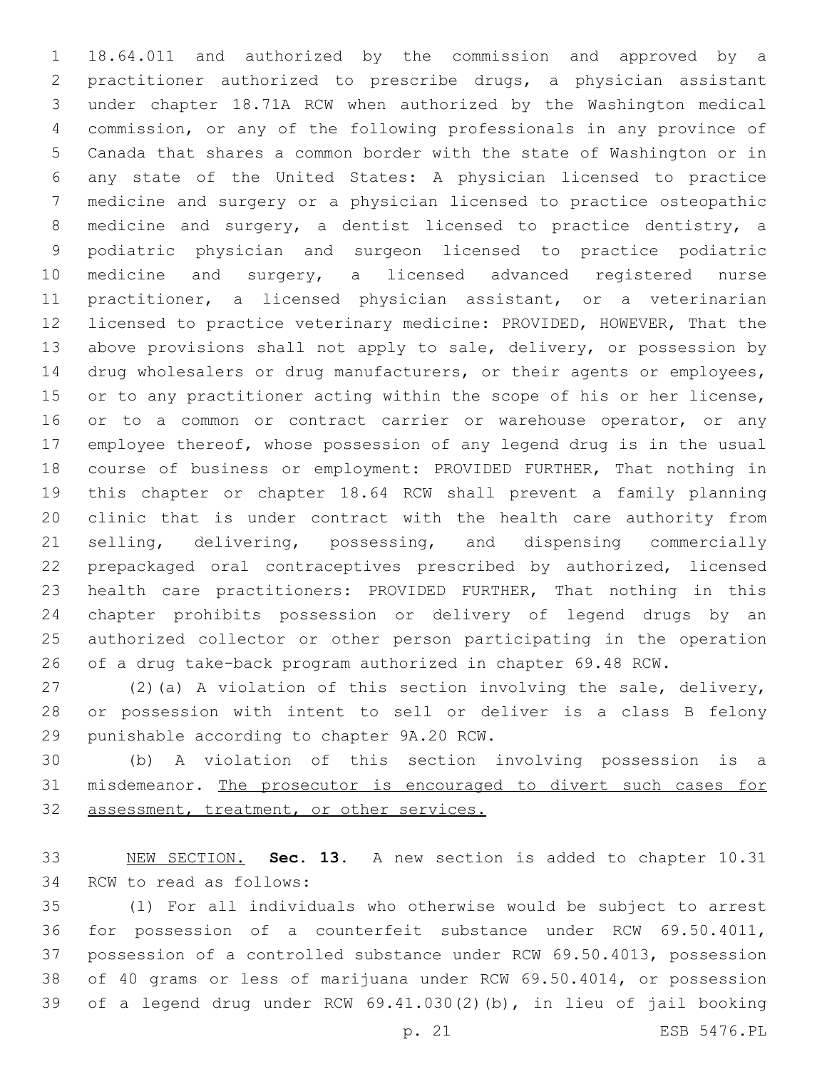18.64.011 and authorized by the commission and approved by a practitioner authorized to prescribe drugs, a physician assistant under chapter 18.71A RCW when authorized by the Washington medical commission, or any of the following professionals in any province of Canada that shares a common border with the state of Washington or in any state of the United States: A physician licensed to practice medicine and surgery or a physician licensed to practice osteopathic medicine and surgery, a dentist licensed to practice dentistry, a podiatric physician and surgeon licensed to practice podiatric medicine and surgery, a licensed advanced registered nurse practitioner, a licensed physician assistant, or a veterinarian licensed to practice veterinary medicine: PROVIDED, HOWEVER, That the above provisions shall not apply to sale, delivery, or possession by drug wholesalers or drug manufacturers, or their agents or employees, or to any practitioner acting within the scope of his or her license, or to a common or contract carrier or warehouse operator, or any employee thereof, whose possession of any legend drug is in the usual course of business or employment: PROVIDED FURTHER, That nothing in this chapter or chapter 18.64 RCW shall prevent a family planning clinic that is under contract with the health care authority from selling, delivering, possessing, and dispensing commercially prepackaged oral contraceptives prescribed by authorized, licensed health care practitioners: PROVIDED FURTHER, That nothing in this chapter prohibits possession or delivery of legend drugs by an authorized collector or other person participating in the operation of a drug take-back program authorized in chapter 69.48 RCW.

(2)(a) A violation of this section involving the sale, delivery, or possession with intent to sell or deliver is a class B felony punishable according to chapter 9A.20 RCW.

(b) A violation of this section involving possession is a misdemeanor. The prosecutor is encouraged to divert such cases for assessment, treatment, or other services.

NEW SECTION. **Sec. 13.** A new section is added to chapter 10.31 RCW to read as follows:

(1) For all individuals who otherwise would be subject to arrest for possession of a counterfeit substance under RCW 69.50.4011, possession of a controlled substance under RCW 69.50.4013, possession of 40 grams or less of marijuana under RCW 69.50.4014, or possession of a legend drug under RCW 69.41.030(2)(b), in lieu of jail booking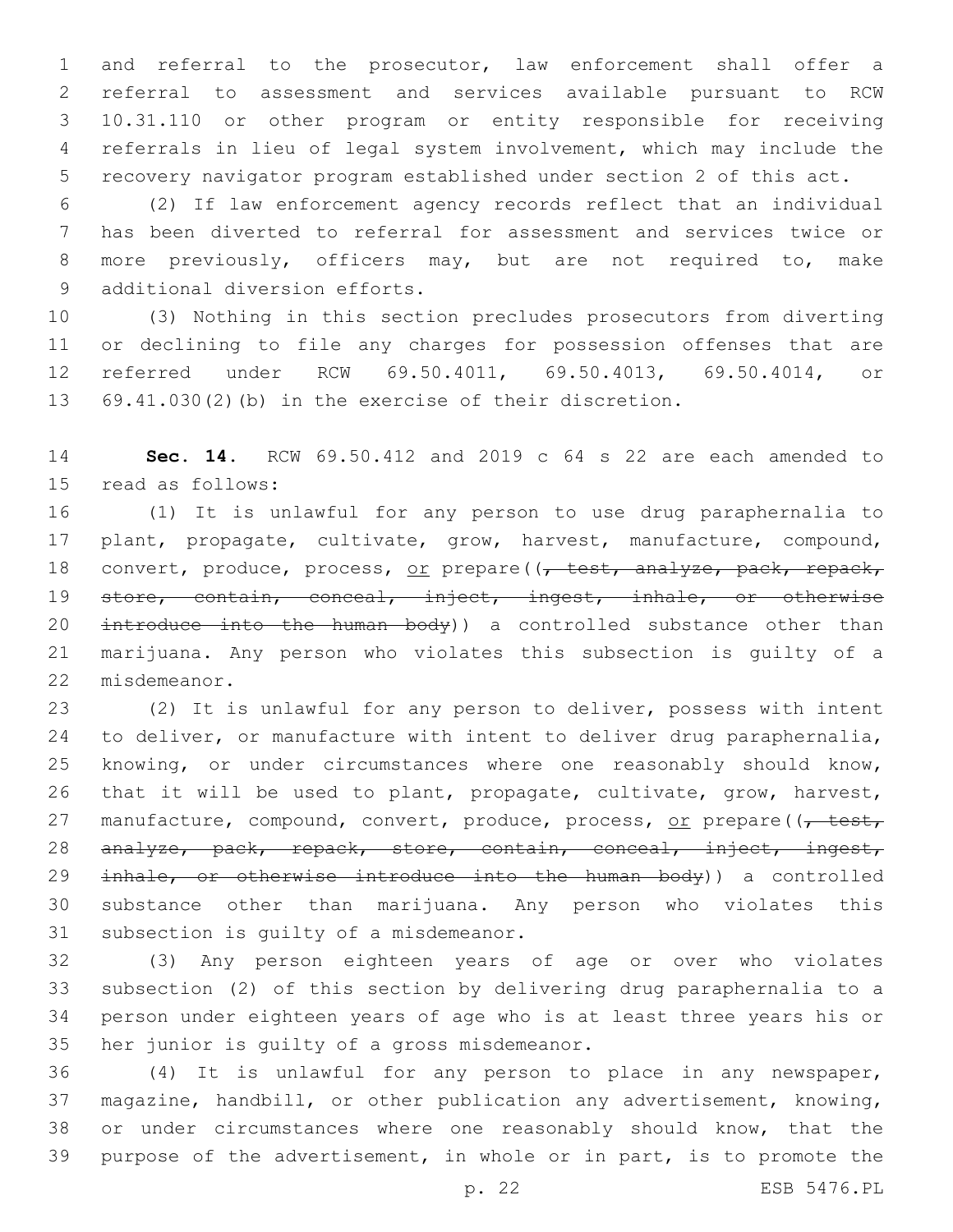and referral to the prosecutor, law enforcement shall offer a referral to assessment and services available pursuant to RCW 10.31.110 or other program or entity responsible for receiving referrals in lieu of legal system involvement, which may include the recovery navigator program established under section 2 of this act.

(2) If law enforcement agency records reflect that an individual has been diverted to referral for assessment and services twice or more previously, officers may, but are not required to, make additional diversion efforts.

(3) Nothing in this section precludes prosecutors from diverting or declining to file any charges for possession offenses that are referred under RCW 69.50.4011, 69.50.4013, 69.50.4014, or 69.41.030(2)(b) in the exercise of their discretion.

**Sec. 14.** RCW 69.50.412 and 2019 c 64 s 22 are each amended to read as follows:

(1) It is unlawful for any person to use drug paraphernalia to plant, propagate, cultivate, grow, harvest, manufacture, compound, convert, produce, process, <u>or</u> prepare((~~, test, analyze, pack, repack, store, contain, conceal, inject, ingest, inhale, or otherwise introduce into the human body~~)) a controlled substance other than marijuana. Any person who violates this subsection is guilty of a misdemeanor.

(2) It is unlawful for any person to deliver, possess with intent to deliver, or manufacture with intent to deliver drug paraphernalia, knowing, or under circumstances where one reasonably should know, that it will be used to plant, propagate, cultivate, grow, harvest, manufacture, compound, convert, produce, process, <u>or</u> prepare((~~, test, analyze, pack, repack, store, contain, conceal, inject, ingest, inhale, or otherwise introduce into the human body~~)) a controlled substance other than marijuana. Any person who violates this subsection is guilty of a misdemeanor.

(3) Any person eighteen years of age or over who violates subsection (2) of this section by delivering drug paraphernalia to a person under eighteen years of age who is at least three years his or her junior is guilty of a gross misdemeanor.

(4) It is unlawful for any person to place in any newspaper, magazine, handbill, or other publication any advertisement, knowing, or under circumstances where one reasonably should know, that the purpose of the advertisement, in whole or in part, is to promote the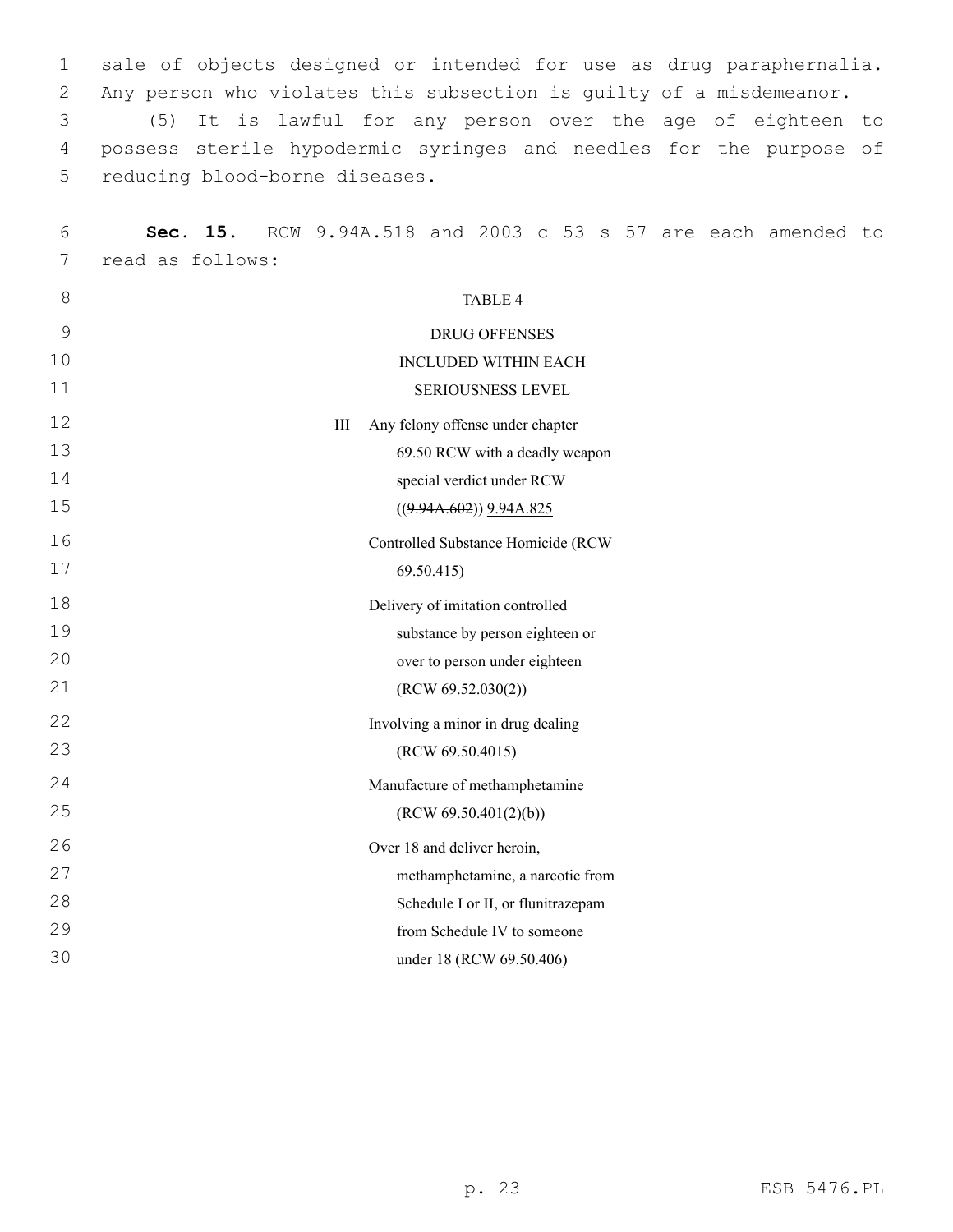sale of objects designed or intended for use as drug paraphernalia. Any person who violates this subsection is guilty of a misdemeanor.

(5) It is lawful for any person over the age of eighteen to possess sterile hypodermic syringes and needles for the purpose of reducing blood-borne diseases.

**Sec. 15.** RCW 9.94A.518 and 2003 c 53 s 57 are each amended to read as follows:

TABLE 4

DRUG OFFENSES
INCLUDED WITHIN EACH
SERIOUSNESS LEVEL

| | |
|---|---|
| III | Any felony offense under chapter 69.50 RCW with a deadly weapon special verdict under RCW ((~~9.94A.602~~)) <u>9.94A.825</u> |
| | Controlled Substance Homicide (RCW 69.50.415) |
| | Delivery of imitation controlled substance by person eighteen or over to person under eighteen (RCW 69.52.030(2)) |
| | Involving a minor in drug dealing (RCW 69.50.4015) |
| | Manufacture of methamphetamine (RCW 69.50.401(2)(b)) |
| | Over 18 and deliver heroin, methamphetamine, a narcotic from Schedule I or II, or flunitrazepam from Schedule IV to someone under 18 (RCW 69.50.406) |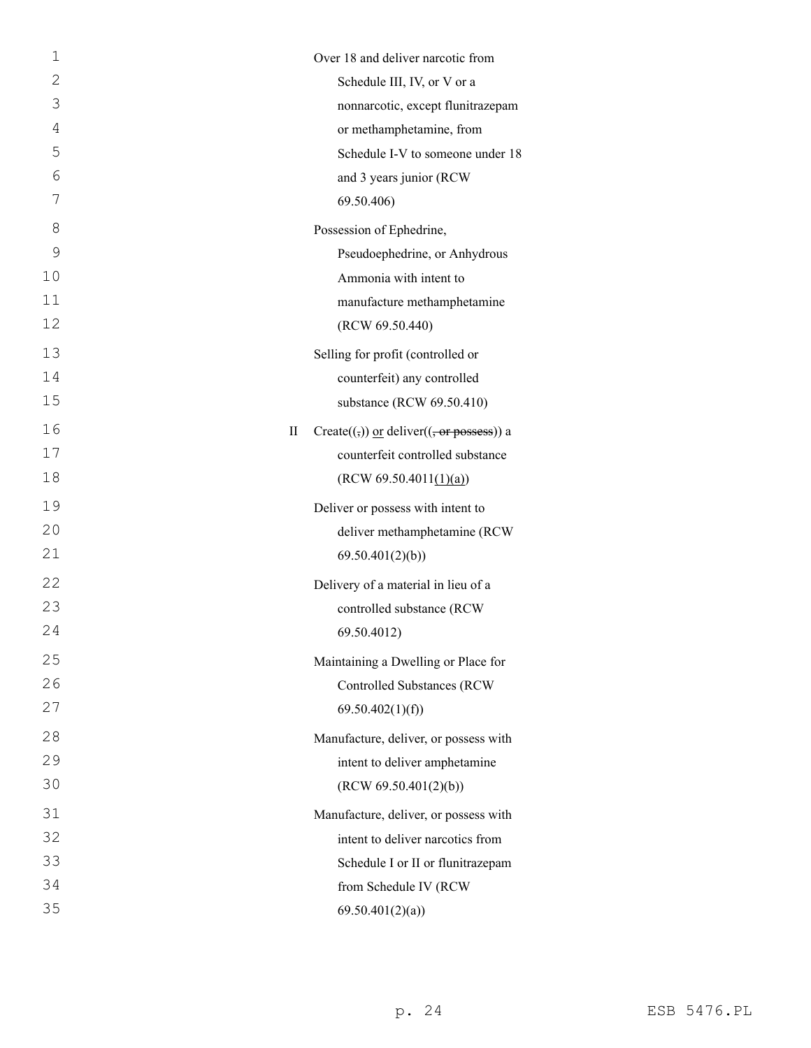| | |
|---|---|
| | Over 18 and deliver narcotic from Schedule III, IV, or V or a nonnarcotic, except flunitrazepam or methamphetamine, from Schedule I-V to someone under 18 and 3 years junior (RCW 69.50.406) |
| | Possession of Ephedrine, Pseudoephedrine, or Anhydrous Ammonia with intent to manufacture methamphetamine (RCW 69.50.440) |
| | Selling for profit (controlled or counterfeit) any controlled substance (RCW 69.50.410) |
| II | Create((,)) or deliver((~~, or possess~~)) a counterfeit controlled substance (RCW 69.50.4011(1)(a)) |
| | Deliver or possess with intent to deliver methamphetamine (RCW 69.50.401(2)(b)) |
| | Delivery of a material in lieu of a controlled substance (RCW 69.50.4012) |
| | Maintaining a Dwelling or Place for Controlled Substances (RCW 69.50.402(1)(f)) |
| | Manufacture, deliver, or possess with intent to deliver amphetamine (RCW 69.50.401(2)(b)) |
| | Manufacture, deliver, or possess with intent to deliver narcotics from Schedule I or II or flunitrazepam from Schedule IV (RCW 69.50.401(2)(a)) |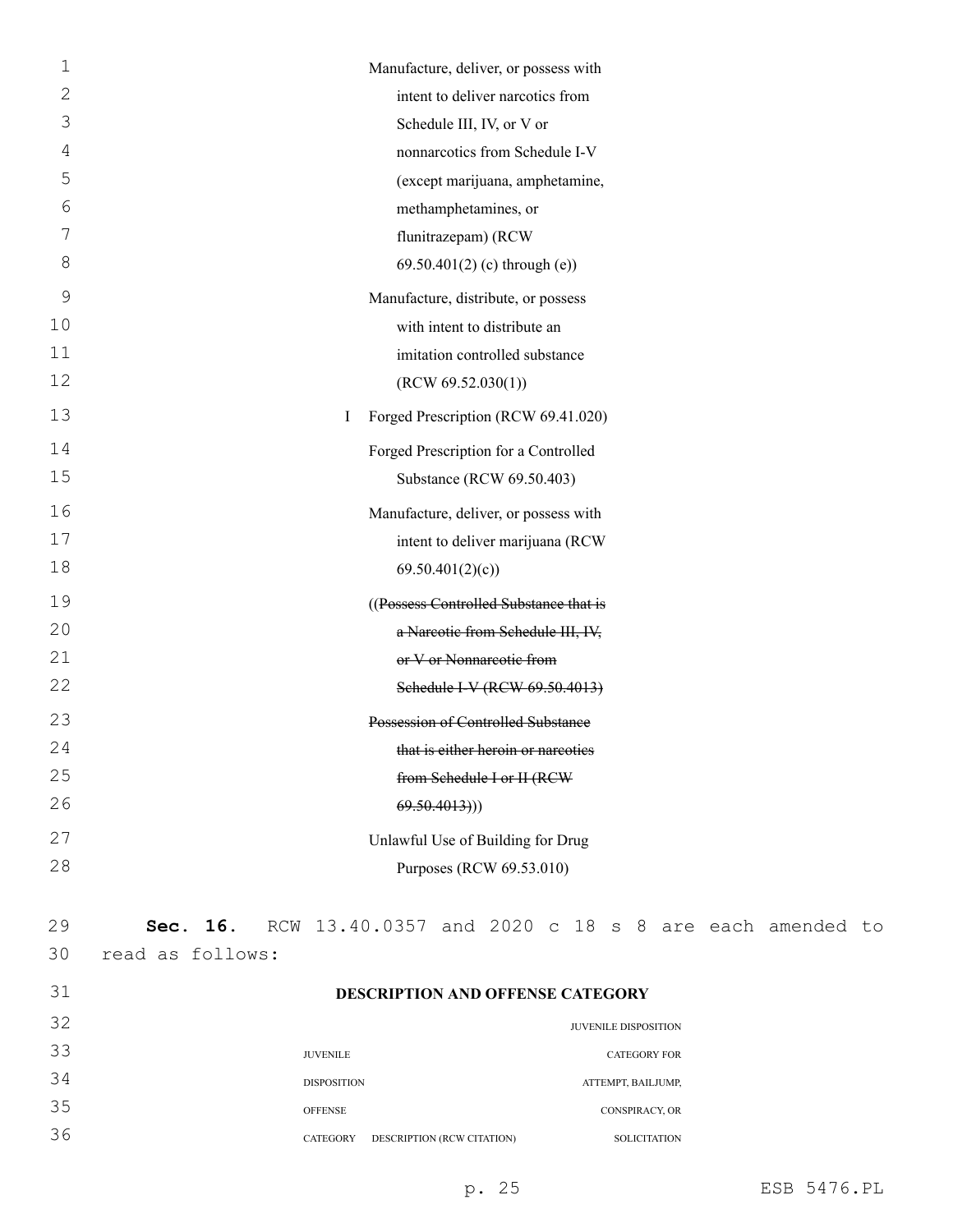| | |
|---|---|
| | Manufacture, deliver, or possess with intent to deliver narcotics from Schedule III, IV, or V or nonnarcotics from Schedule I-V (except marijuana, amphetamine, methamphetamines, or flunitrazepam) (RCW 69.50.401(2) (c) through (e)) |
| | Manufacture, distribute, or possess with intent to distribute an imitation controlled substance (RCW 69.52.030(1)) |
| I | Forged Prescription (RCW 69.41.020) |
| | Forged Prescription for a Controlled Substance (RCW 69.50.403) |
| | Manufacture, deliver, or possess with intent to deliver marijuana (RCW 69.50.401(2)(c)) |
| | ((~~Possess Controlled Substance that is a Narcotic from Schedule III, IV, or V or Nonnarcotic from Schedule I-V (RCW 69.50.4013)~~ |
| | ~~Possession of Controlled Substance that is either heroin or narcotics from Schedule I or II (RCW 69.50.4013)~~)) |
| | Unlawful Use of Building for Drug Purposes (RCW 69.53.010) |

**Sec. 16.** RCW 13.40.0357 and 2020 c 18 s 8 are each amended to read as follows:

**DESCRIPTION AND OFFENSE CATEGORY**

| JUVENILE DISPOSITION OFFENSE CATEGORY | DESCRIPTION (RCW CITATION) | JUVENILE DISPOSITION CATEGORY FOR ATTEMPT, BAILJUMP, CONSPIRACY, OR SOLICITATION |
|---|---|---|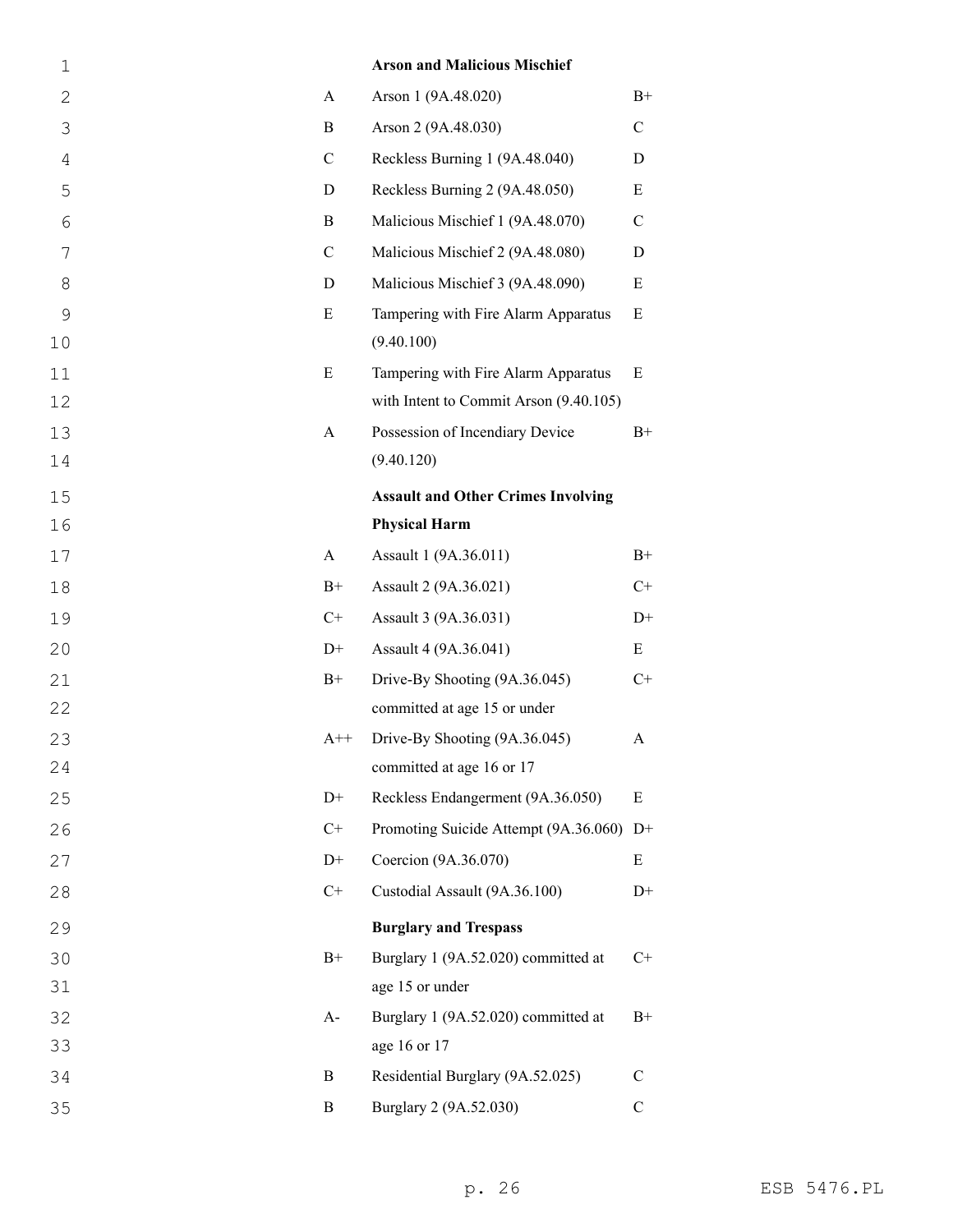| | | |
|---|---|---|
| | **Arson and Malicious Mischief** | |
| A | Arson 1 (9A.48.020) | B+ |
| B | Arson 2 (9A.48.030) | C |
| C | Reckless Burning 1 (9A.48.040) | D |
| D | Reckless Burning 2 (9A.48.050) | E |
| B | Malicious Mischief 1 (9A.48.070) | C |
| C | Malicious Mischief 2 (9A.48.080) | D |
| D | Malicious Mischief 3 (9A.48.090) | E |
| E | Tampering with Fire Alarm Apparatus (9.40.100) | E |
| E | Tampering with Fire Alarm Apparatus with Intent to Commit Arson (9.40.105) | E |
| A | Possession of Incendiary Device (9.40.120) | B+ |
| | **Assault and Other Crimes Involving Physical Harm** | |
| A | Assault 1 (9A.36.011) | B+ |
| B+ | Assault 2 (9A.36.021) | C+ |
| C+ | Assault 3 (9A.36.031) | D+ |
| D+ | Assault 4 (9A.36.041) | E |
| B+ | Drive-By Shooting (9A.36.045) committed at age 15 or under | C+ |
| A++ | Drive-By Shooting (9A.36.045) committed at age 16 or 17 | A |
| D+ | Reckless Endangerment (9A.36.050) | E |
| C+ | Promoting Suicide Attempt (9A.36.060) | D+ |
| D+ | Coercion (9A.36.070) | E |
| C+ | Custodial Assault (9A.36.100) | D+ |
| | **Burglary and Trespass** | |
| B+ | Burglary 1 (9A.52.020) committed at age 15 or under | C+ |
| A- | Burglary 1 (9A.52.020) committed at age 16 or 17 | B+ |
| B | Residential Burglary (9A.52.025) | C |
| B | Burglary 2 (9A.52.030) | C |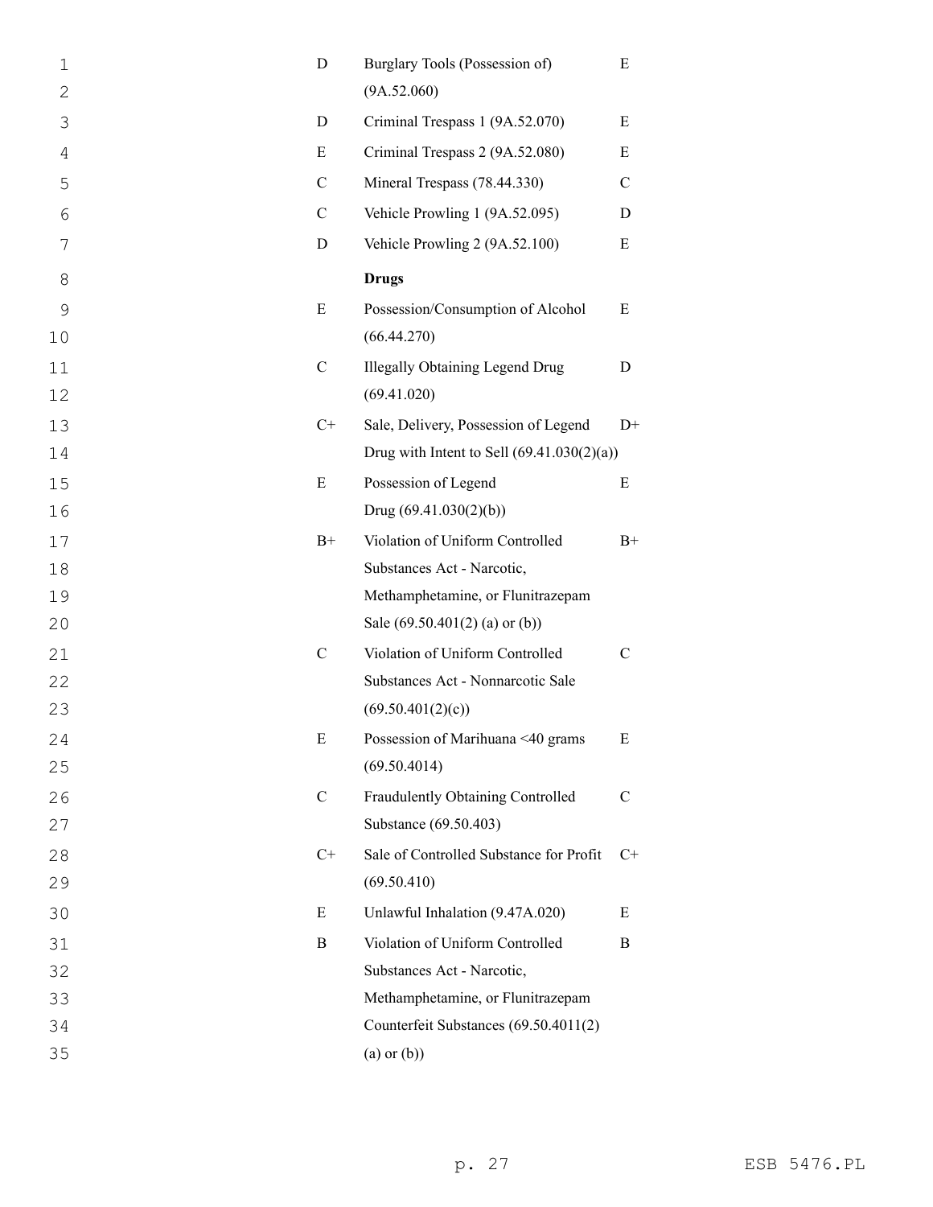| | | |
|---|---|---|
| D | Burglary Tools (Possession of) (9A.52.060) | E |
| D | Criminal Trespass 1 (9A.52.070) | E |
| E | Criminal Trespass 2 (9A.52.080) | E |
| C | Mineral Trespass (78.44.330) | C |
| C | Vehicle Prowling 1 (9A.52.095) | D |
| D | Vehicle Prowling 2 (9A.52.100) | E |
| | **Drugs** | |
| E | Possession/Consumption of Alcohol (66.44.270) | E |
| C | Illegally Obtaining Legend Drug (69.41.020) | D |
| C+ | Sale, Delivery, Possession of Legend Drug with Intent to Sell (69.41.030(2)(a)) | D+ |
| E | Possession of Legend Drug (69.41.030(2)(b)) | E |
| B+ | Violation of Uniform Controlled Substances Act - Narcotic, Methamphetamine, or Flunitrazepam Sale (69.50.401(2) (a) or (b)) | B+ |
| C | Violation of Uniform Controlled Substances Act - Nonnarcotic Sale (69.50.401(2)(c)) | C |
| E | Possession of Marihuana <40 grams (69.50.4014) | E |
| C | Fraudulently Obtaining Controlled Substance (69.50.403) | C |
| C+ | Sale of Controlled Substance for Profit (69.50.410) | C+ |
| E | Unlawful Inhalation (9.47A.020) | E |
| B | Violation of Uniform Controlled Substances Act - Narcotic, Methamphetamine, or Flunitrazepam Counterfeit Substances (69.50.4011(2) (a) or (b)) | B |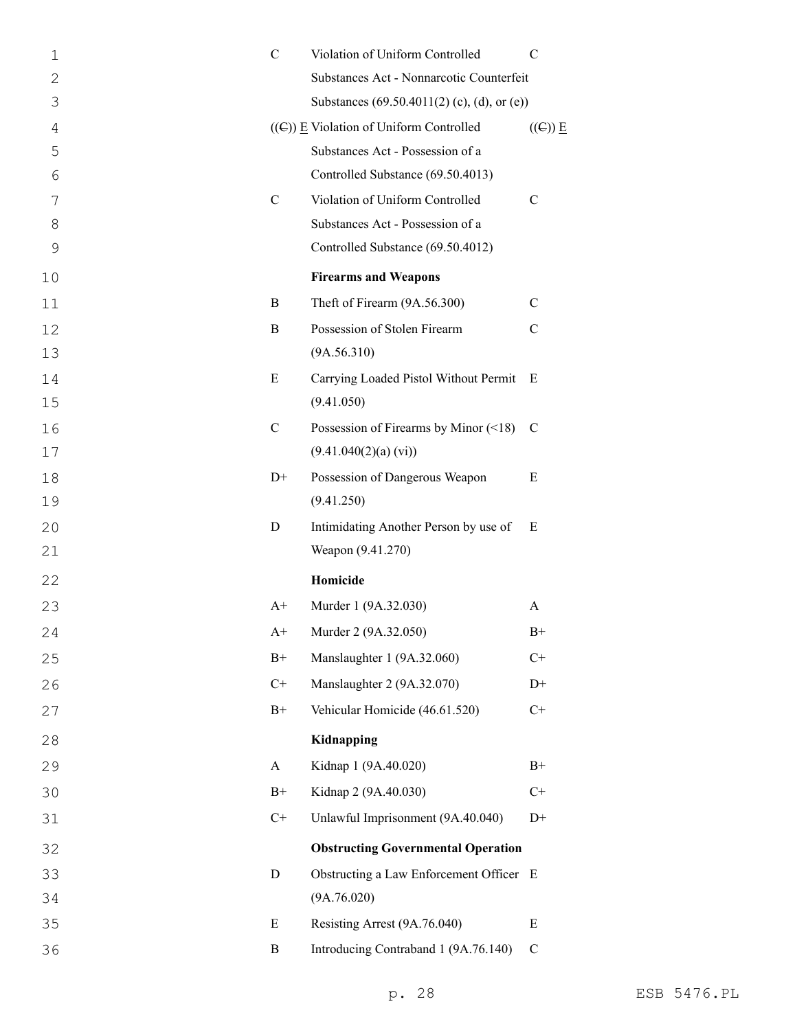| | | |
|---|---|---|
| C | Violation of Uniform Controlled Substances Act - Nonnarcotic Counterfeit Substances (69.50.4011(2) (c), (d), or (e)) | C |
| ((~~C~~)) <u>E</u> | Violation of Uniform Controlled Substances Act - Possession of a Controlled Substance (69.50.4013) | ((~~C~~)) <u>E</u> |
| C | Violation of Uniform Controlled Substances Act - Possession of a Controlled Substance (69.50.4012) | C |
| | **Firearms and Weapons** | |
| B | Theft of Firearm (9A.56.300) | C |
| B | Possession of Stolen Firearm (9A.56.310) | C |
| E | Carrying Loaded Pistol Without Permit (9.41.050) | E |
| C | Possession of Firearms by Minor (<18) (9.41.040(2)(a) (vi)) | C |
| D+ | Possession of Dangerous Weapon (9.41.250) | E |
| D | Intimidating Another Person by use of Weapon (9.41.270) | E |
| | **Homicide** | |
| A+ | Murder 1 (9A.32.030) | A |
| A+ | Murder 2 (9A.32.050) | B+ |
| B+ | Manslaughter 1 (9A.32.060) | C+ |
| C+ | Manslaughter 2 (9A.32.070) | D+ |
| B+ | Vehicular Homicide (46.61.520) | C+ |
| | **Kidnapping** | |
| A | Kidnap 1 (9A.40.020) | B+ |
| B+ | Kidnap 2 (9A.40.030) | C+ |
| C+ | Unlawful Imprisonment (9A.40.040) | D+ |
| | **Obstructing Governmental Operation** | |
| D | Obstructing a Law Enforcement Officer (9A.76.020) | E |
| E | Resisting Arrest (9A.76.040) | E |
| B | Introducing Contraband 1 (9A.76.140) | C |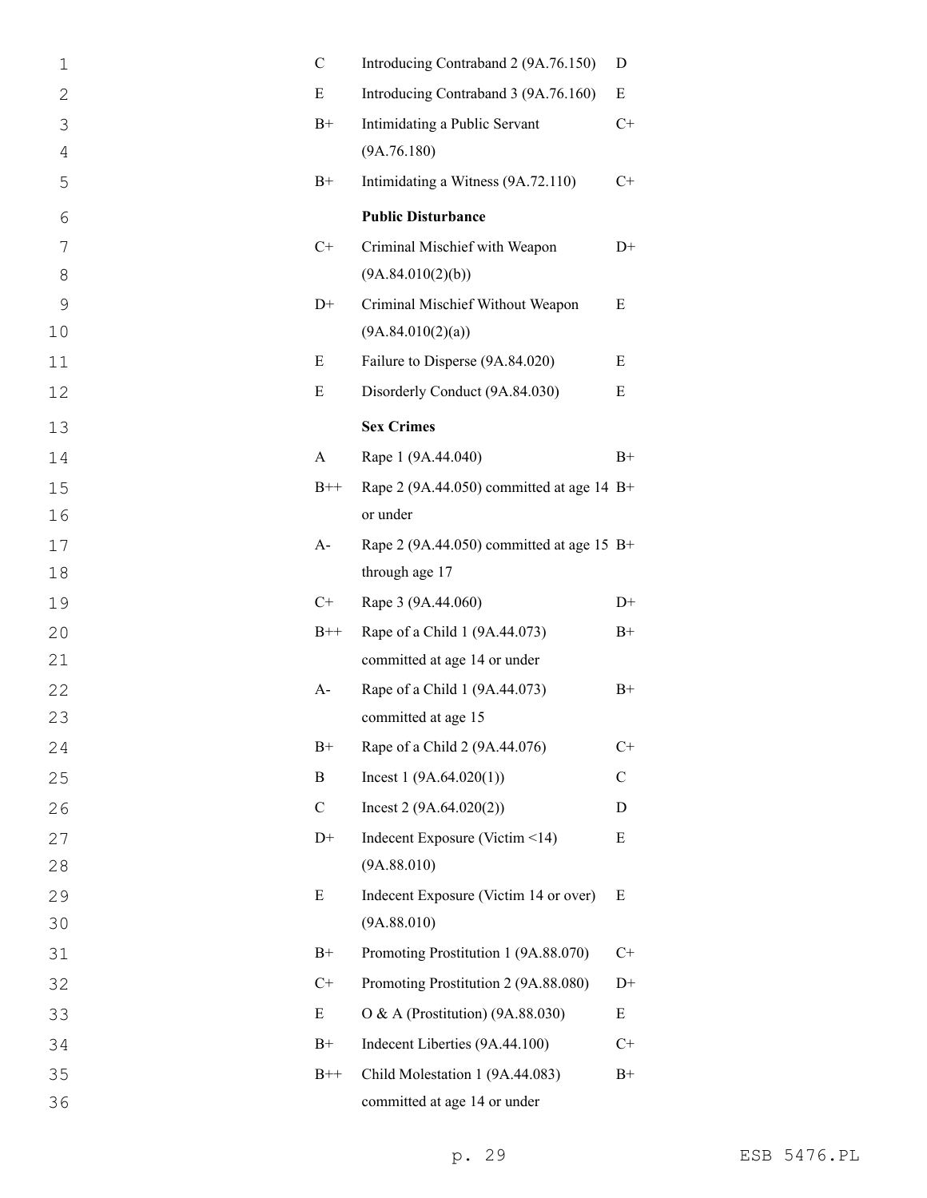| | | |
|---|---|---|
| C | Introducing Contraband 2 (9A.76.150) | D |
| E | Introducing Contraband 3 (9A.76.160) | E |
| B+ | Intimidating a Public Servant (9A.76.180) | C+ |
| B+ | Intimidating a Witness (9A.72.110) | C+ |
| | **Public Disturbance** | |
| C+ | Criminal Mischief with Weapon (9A.84.010(2)(b)) | D+ |
| D+ | Criminal Mischief Without Weapon (9A.84.010(2)(a)) | E |
| E | Failure to Disperse (9A.84.020) | E |
| E | Disorderly Conduct (9A.84.030) | E |
| | **Sex Crimes** | |
| A | Rape 1 (9A.44.040) | B+ |
| B++ | Rape 2 (9A.44.050) committed at age 14 or under | B+ |
| A- | Rape 2 (9A.44.050) committed at age 15 through age 17 | B+ |
| C+ | Rape 3 (9A.44.060) | D+ |
| B++ | Rape of a Child 1 (9A.44.073) committed at age 14 or under | B+ |
| A- | Rape of a Child 1 (9A.44.073) committed at age 15 | B+ |
| B+ | Rape of a Child 2 (9A.44.076) | C+ |
| B | Incest 1 (9A.64.020(1)) | C |
| C | Incest 2 (9A.64.020(2)) | D |
| D+ | Indecent Exposure (Victim <14) (9A.88.010) | E |
| E | Indecent Exposure (Victim 14 or over) (9A.88.010) | E |
| B+ | Promoting Prostitution 1 (9A.88.070) | C+ |
| C+ | Promoting Prostitution 2 (9A.88.080) | D+ |
| E | O & A (Prostitution) (9A.88.030) | E |
| B+ | Indecent Liberties (9A.44.100) | C+ |
| B++ | Child Molestation 1 (9A.44.083) committed at age 14 or under | B+ |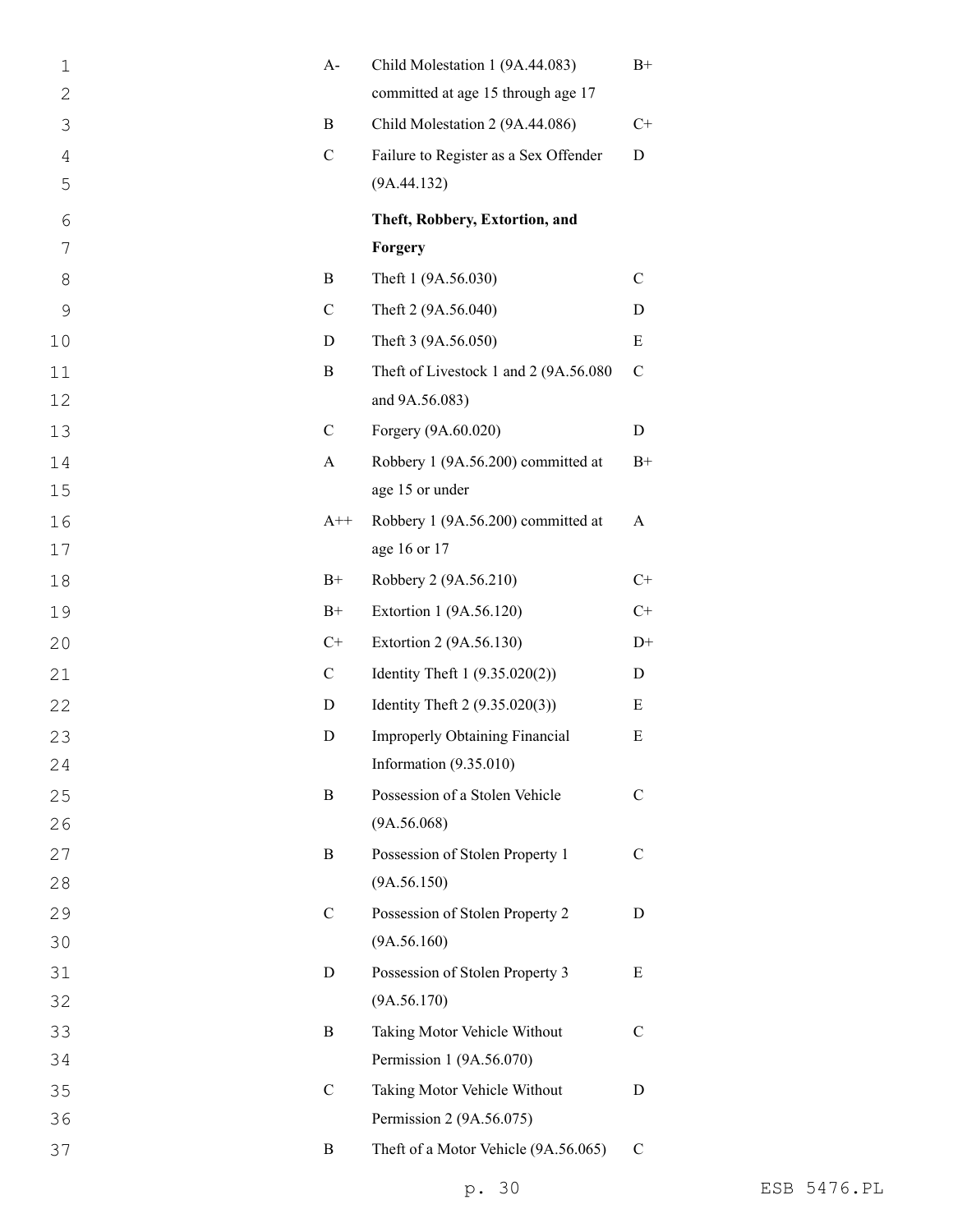| | | |
|---|---|---|
| A- | Child Molestation 1 (9A.44.083) committed at age 15 through age 17 | B+ |
| B | Child Molestation 2 (9A.44.086) | C+ |
| C | Failure to Register as a Sex Offender (9A.44.132) | D |
| | **Theft, Robbery, Extortion, and Forgery** | |
| B | Theft 1 (9A.56.030) | C |
| C | Theft 2 (9A.56.040) | D |
| D | Theft 3 (9A.56.050) | E |
| B | Theft of Livestock 1 and 2 (9A.56.080 and 9A.56.083) | C |
| C | Forgery (9A.60.020) | D |
| A | Robbery 1 (9A.56.200) committed at age 15 or under | B+ |
| A++ | Robbery 1 (9A.56.200) committed at age 16 or 17 | A |
| B+ | Robbery 2 (9A.56.210) | C+ |
| B+ | Extortion 1 (9A.56.120) | C+ |
| C+ | Extortion 2 (9A.56.130) | D+ |
| C | Identity Theft 1 (9.35.020(2)) | D |
| D | Identity Theft 2 (9.35.020(3)) | E |
| D | Improperly Obtaining Financial Information (9.35.010) | E |
| B | Possession of a Stolen Vehicle (9A.56.068) | C |
| B | Possession of Stolen Property 1 (9A.56.150) | C |
| C | Possession of Stolen Property 2 (9A.56.160) | D |
| D | Possession of Stolen Property 3 (9A.56.170) | E |
| B | Taking Motor Vehicle Without Permission 1 (9A.56.070) | C |
| C | Taking Motor Vehicle Without Permission 2 (9A.56.075) | D |
| B | Theft of a Motor Vehicle (9A.56.065) | C |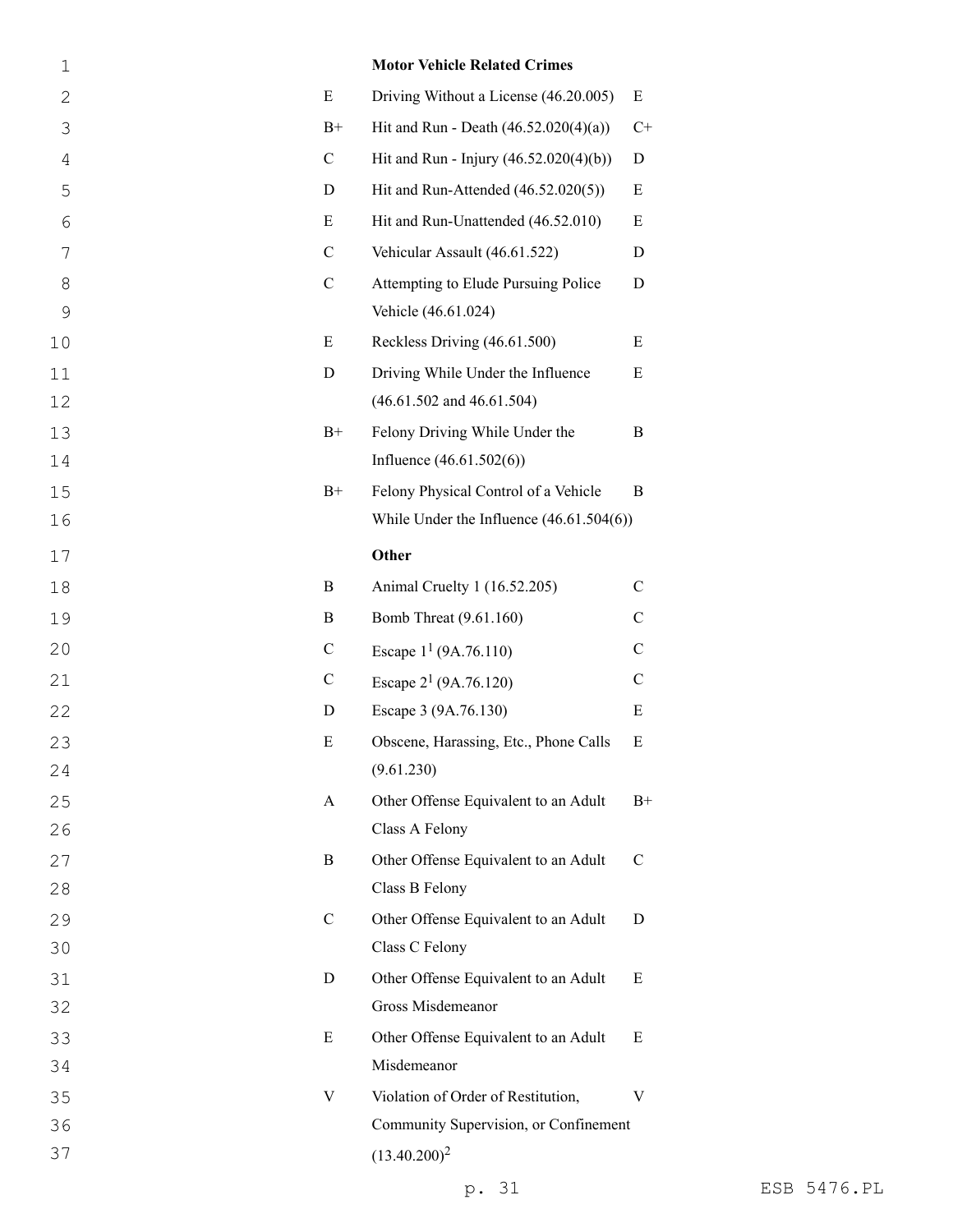| | **Motor Vehicle Related Crimes** | |
|---|---|---|
| E | Driving Without a License (46.20.005) | E |
| B+ | Hit and Run - Death (46.52.020(4)(a)) | C+ |
| C | Hit and Run - Injury (46.52.020(4)(b)) | D |
| D | Hit and Run-Attended (46.52.020(5)) | E |
| E | Hit and Run-Unattended (46.52.010) | E |
| C | Vehicular Assault (46.61.522) | D |
| C | Attempting to Elude Pursuing Police Vehicle (46.61.024) | D |
| E | Reckless Driving (46.61.500) | E |
| D | Driving While Under the Influence (46.61.502 and 46.61.504) | E |
| B+ | Felony Driving While Under the Influence (46.61.502(6)) | B |
| B+ | Felony Physical Control of a Vehicle While Under the Influence (46.61.504(6)) | B |
| | **Other** | |
| B | Animal Cruelty 1 (16.52.205) | C |
| B | Bomb Threat (9.61.160) | C |
| C | Escape 1[1] (9A.76.110) | C |
| C | Escape 2[1] (9A.76.120) | C |
| D | Escape 3 (9A.76.130) | E |
| E | Obscene, Harassing, Etc., Phone Calls (9.61.230) | E |
| A | Other Offense Equivalent to an Adult Class A Felony | B+ |
| B | Other Offense Equivalent to an Adult Class B Felony | C |
| C | Other Offense Equivalent to an Adult Class C Felony | D |
| D | Other Offense Equivalent to an Adult Gross Misdemeanor | E |
| E | Other Offense Equivalent to an Adult Misdemeanor | E |
| V | Violation of Order of Restitution, Community Supervision, or Confinement (13.40.200)[2] | V |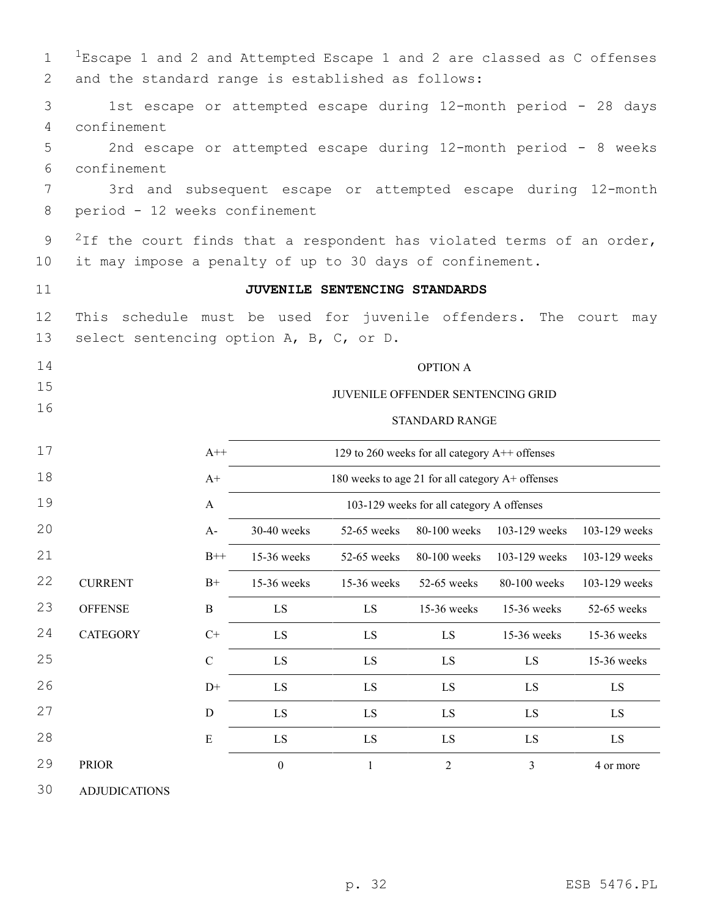[1]Escape 1 and 2 and Attempted Escape 1 and 2 are classed as C offenses and the standard range is established as follows:

1st escape or attempted escape during 12-month period - 28 days confinement

2nd escape or attempted escape during 12-month period - 8 weeks confinement

3rd and subsequent escape or attempted escape during 12-month period - 12 weeks confinement

[2]If the court finds that a respondent has violated terms of an order, it may impose a penalty of up to 30 days of confinement.

**JUVENILE SENTENCING STANDARDS**

This schedule must be used for juvenile offenders. The court may select sentencing option A, B, C, or D.

OPTION A

JUVENILE OFFENDER SENTENCING GRID

STANDARD RANGE

| | | | | | | |
|---|---|---|---|---|---|---|
| | A++ | 129 to 260 weeks for all category A++ offenses | | | | |
| | A+ | 180 weeks to age 21 for all category A+ offenses | | | | |
| | A | 103-129 weeks for all category A offenses | | | | |
| | A- | 30-40 weeks | 52-65 weeks | 80-100 weeks | 103-129 weeks | 103-129 weeks |
| | B++ | 15-36 weeks | 52-65 weeks | 80-100 weeks | 103-129 weeks | 103-129 weeks |
| CURRENT | B+ | 15-36 weeks | 15-36 weeks | 52-65 weeks | 80-100 weeks | 103-129 weeks |
| OFFENSE | B | LS | LS | 15-36 weeks | 15-36 weeks | 52-65 weeks |
| CATEGORY | C+ | LS | LS | LS | 15-36 weeks | 15-36 weeks |
| | C | LS | LS | LS | LS | 15-36 weeks |
| | D+ | LS | LS | LS | LS | LS |
| | D | LS | LS | LS | LS | LS |
| | E | LS | LS | LS | LS | LS |
| PRIOR ADJUDICATIONS | | 0 | 1 | 2 | 3 | 4 or more |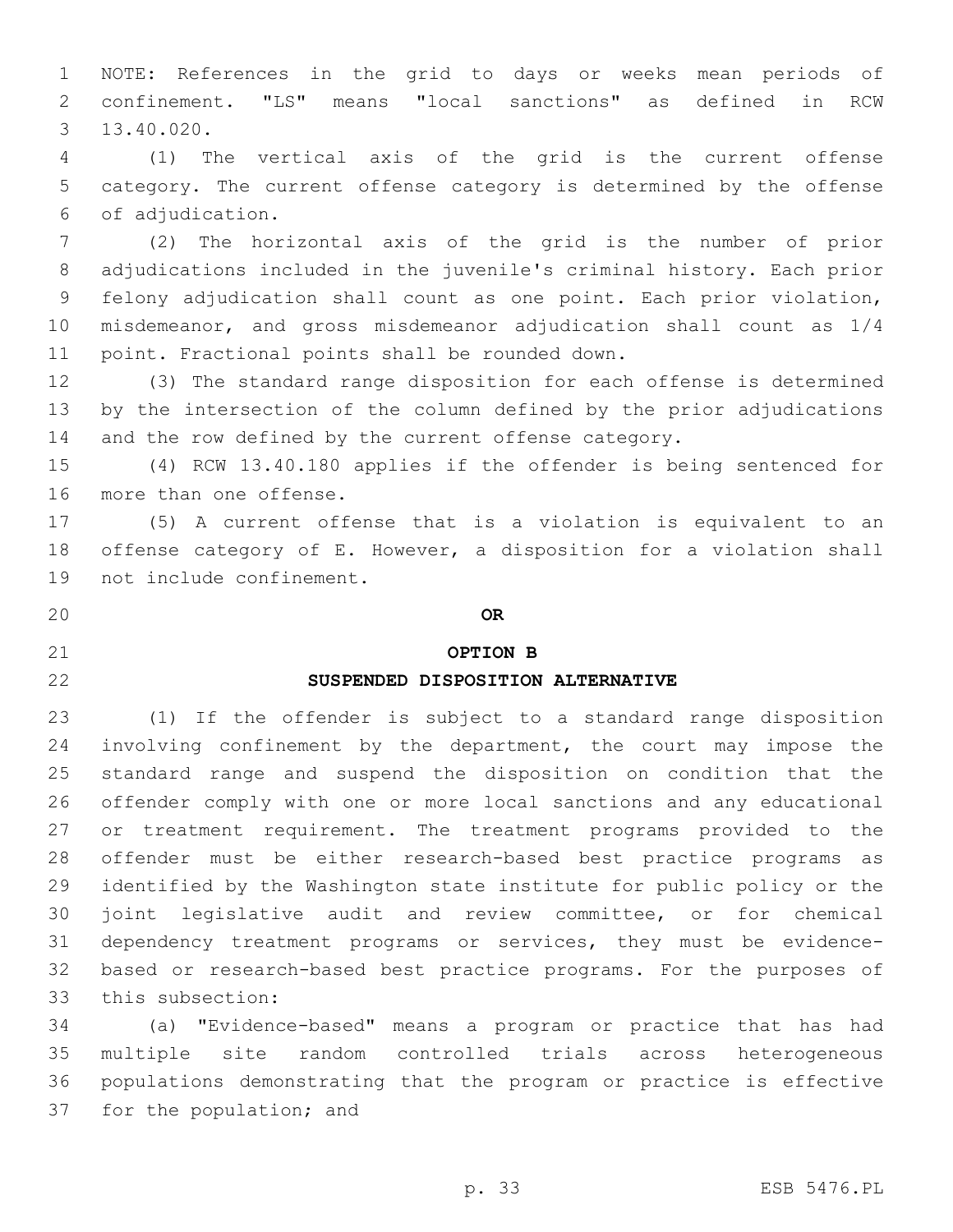NOTE: References in the grid to days or weeks mean periods of confinement. "LS" means "local sanctions" as defined in RCW 13.40.020.

(1) The vertical axis of the grid is the current offense category. The current offense category is determined by the offense of adjudication.

(2) The horizontal axis of the grid is the number of prior adjudications included in the juvenile's criminal history. Each prior felony adjudication shall count as one point. Each prior violation, misdemeanor, and gross misdemeanor adjudication shall count as 1/4 point. Fractional points shall be rounded down.

(3) The standard range disposition for each offense is determined by the intersection of the column defined by the prior adjudications and the row defined by the current offense category.

(4) RCW 13.40.180 applies if the offender is being sentenced for more than one offense.

(5) A current offense that is a violation is equivalent to an offense category of E. However, a disposition for a violation shall not include confinement.

**OR**

**OPTION B**

**SUSPENDED DISPOSITION ALTERNATIVE**

(1) If the offender is subject to a standard range disposition involving confinement by the department, the court may impose the standard range and suspend the disposition on condition that the offender comply with one or more local sanctions and any educational or treatment requirement. The treatment programs provided to the offender must be either research-based best practice programs as identified by the Washington state institute for public policy or the joint legislative audit and review committee, or for chemical dependency treatment programs or services, they must be evidence-based or research-based best practice programs. For the purposes of this subsection:

(a) "Evidence-based" means a program or practice that has had multiple site random controlled trials across heterogeneous populations demonstrating that the program or practice is effective for the population; and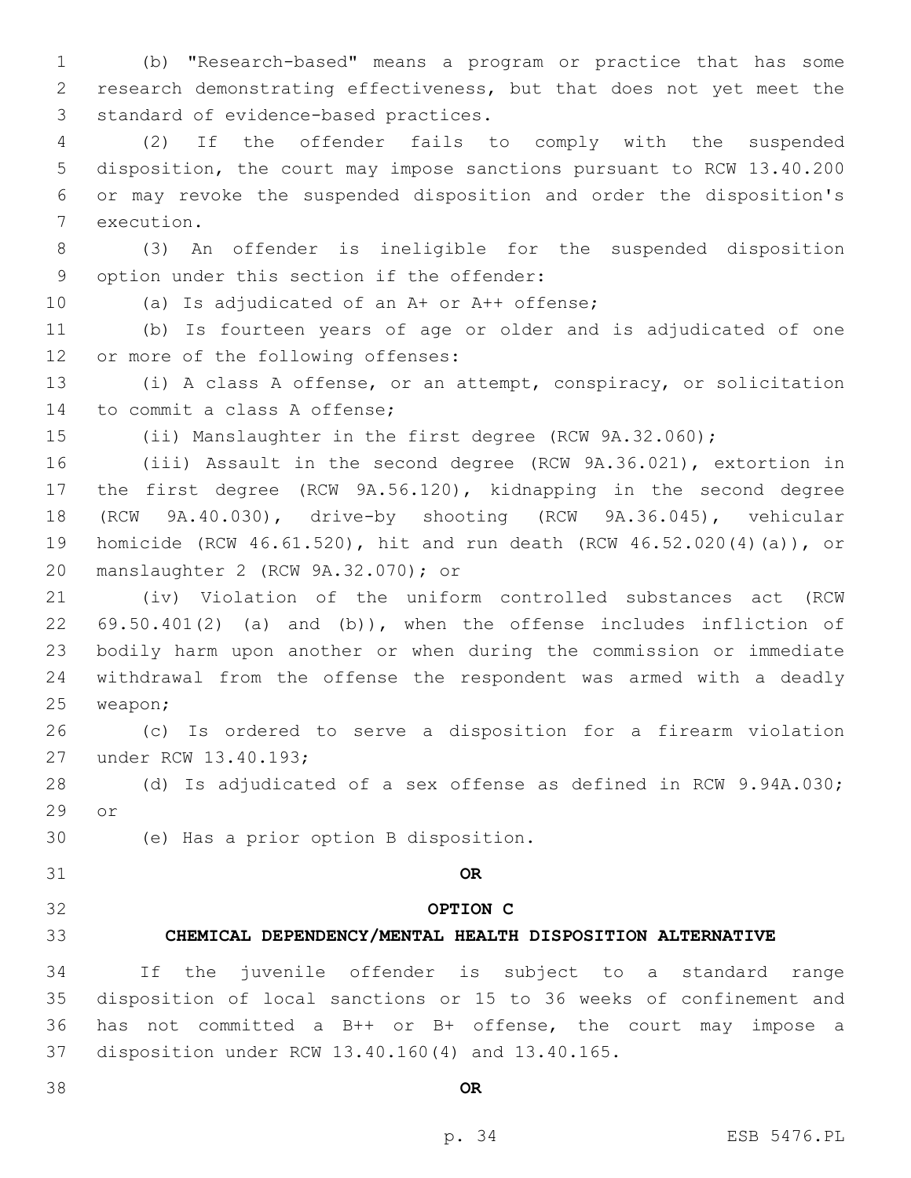(b) "Research-based" means a program or practice that has some research demonstrating effectiveness, but that does not yet meet the standard of evidence-based practices.

(2) If the offender fails to comply with the suspended disposition, the court may impose sanctions pursuant to RCW 13.40.200 or may revoke the suspended disposition and order the disposition's execution.

(3) An offender is ineligible for the suspended disposition option under this section if the offender:

(a) Is adjudicated of an A+ or A++ offense;

(b) Is fourteen years of age or older and is adjudicated of one or more of the following offenses:

(i) A class A offense, or an attempt, conspiracy, or solicitation to commit a class A offense;

(ii) Manslaughter in the first degree (RCW 9A.32.060);

(iii) Assault in the second degree (RCW 9A.36.021), extortion in the first degree (RCW 9A.56.120), kidnapping in the second degree (RCW 9A.40.030), drive-by shooting (RCW 9A.36.045), vehicular homicide (RCW 46.61.520), hit and run death (RCW 46.52.020(4)(a)), or manslaughter 2 (RCW 9A.32.070); or

(iv) Violation of the uniform controlled substances act (RCW 69.50.401(2) (a) and (b)), when the offense includes infliction of bodily harm upon another or when during the commission or immediate withdrawal from the offense the respondent was armed with a deadly weapon;

(c) Is ordered to serve a disposition for a firearm violation under RCW 13.40.193;

(d) Is adjudicated of a sex offense as defined in RCW 9.94A.030; or

(e) Has a prior option B disposition.

**OR**

**OPTION C**

**CHEMICAL DEPENDENCY/MENTAL HEALTH DISPOSITION ALTERNATIVE**

If the juvenile offender is subject to a standard range disposition of local sanctions or 15 to 36 weeks of confinement and has not committed a B++ or B+ offense, the court may impose a disposition under RCW 13.40.160(4) and 13.40.165.

**OR**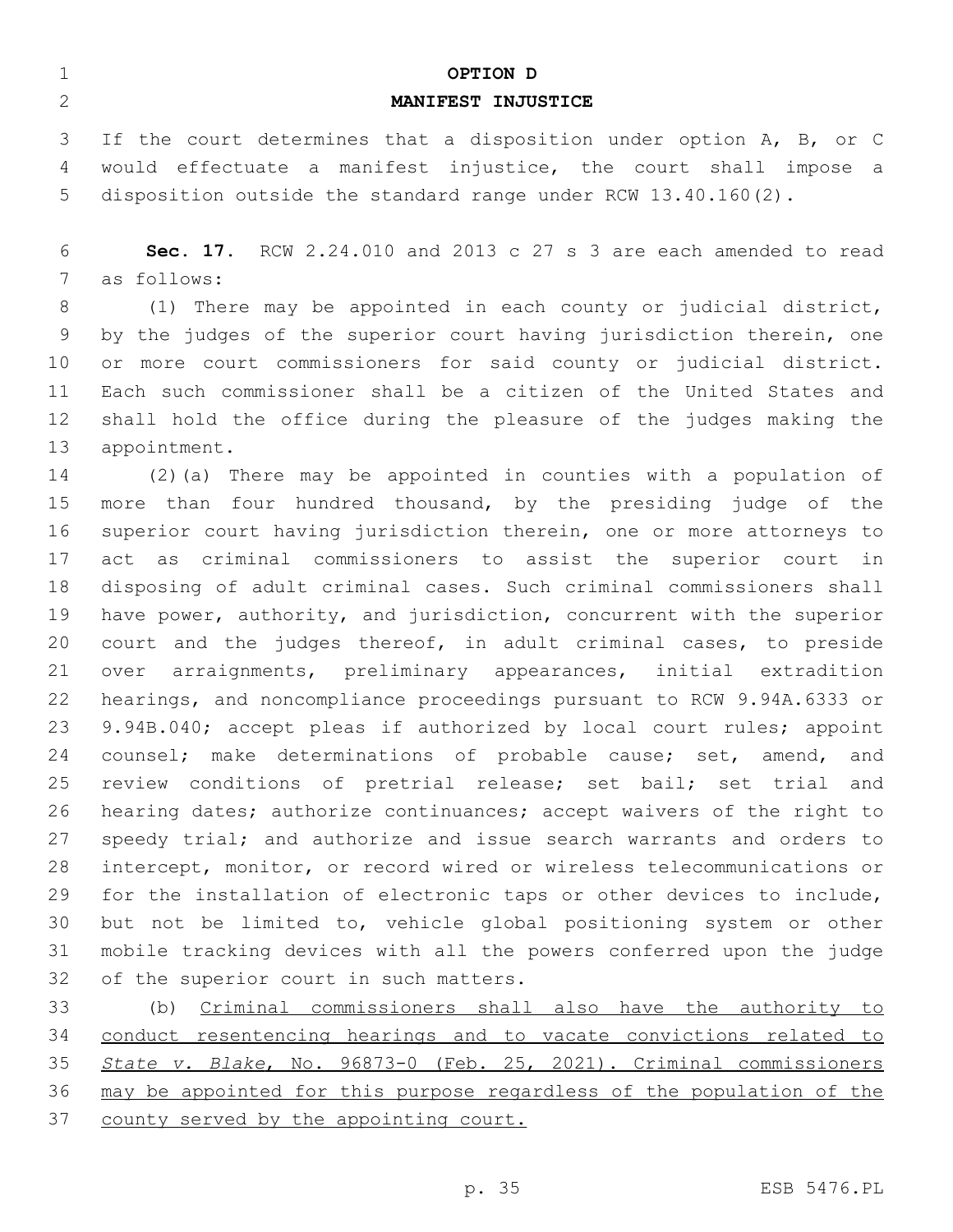**OPTION D**

**MANIFEST INJUSTICE**

If the court determines that a disposition under option A, B, or C would effectuate a manifest injustice, the court shall impose a disposition outside the standard range under RCW 13.40.160(2).

**Sec. 17.** RCW 2.24.010 and 2013 c 27 s 3 are each amended to read as follows:

(1) There may be appointed in each county or judicial district, by the judges of the superior court having jurisdiction therein, one or more court commissioners for said county or judicial district. Each such commissioner shall be a citizen of the United States and shall hold the office during the pleasure of the judges making the appointment.

(2)(a) There may be appointed in counties with a population of more than four hundred thousand, by the presiding judge of the superior court having jurisdiction therein, one or more attorneys to act as criminal commissioners to assist the superior court in disposing of adult criminal cases. Such criminal commissioners shall have power, authority, and jurisdiction, concurrent with the superior court and the judges thereof, in adult criminal cases, to preside over arraignments, preliminary appearances, initial extradition hearings, and noncompliance proceedings pursuant to RCW 9.94A.6333 or 9.94B.040; accept pleas if authorized by local court rules; appoint counsel; make determinations of probable cause; set, amend, and review conditions of pretrial release; set bail; set trial and hearing dates; authorize continuances; accept waivers of the right to speedy trial; and authorize and issue search warrants and orders to intercept, monitor, or record wired or wireless telecommunications or for the installation of electronic taps or other devices to include, but not be limited to, vehicle global positioning system or other mobile tracking devices with all the powers conferred upon the judge of the superior court in such matters.

(b) <u>Criminal commissioners shall also have the authority to conduct resentencing hearings and to vacate convictions related to *State v. Blake*, No. 96873-0 (Feb. 25, 2021). Criminal commissioners may be appointed for this purpose regardless of the population of the county served by the appointing court.</u>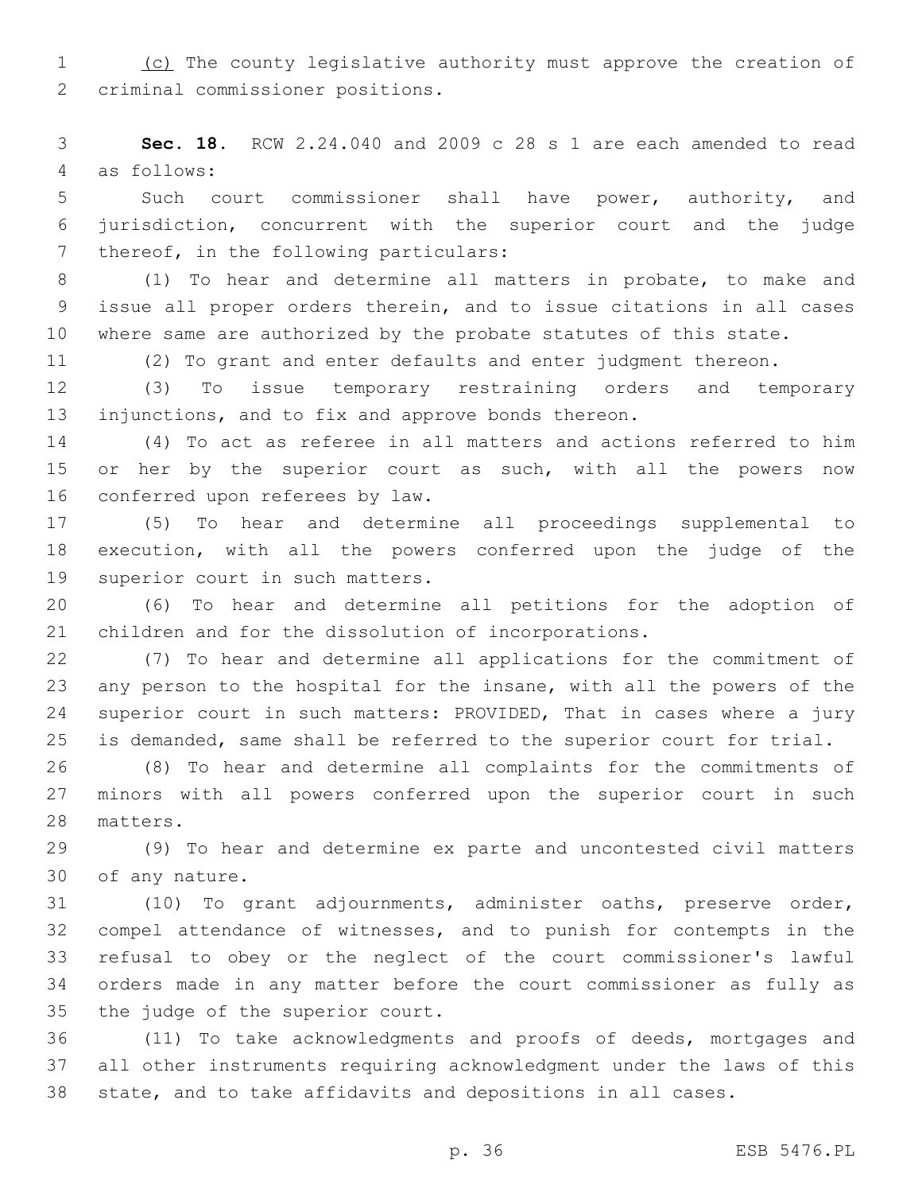(c) The county legislative authority must approve the creation of criminal commissioner positions.

**Sec. 18.** RCW 2.24.040 and 2009 c 28 s 1 are each amended to read as follows:

Such court commissioner shall have power, authority, and jurisdiction, concurrent with the superior court and the judge thereof, in the following particulars:

(1) To hear and determine all matters in probate, to make and issue all proper orders therein, and to issue citations in all cases where same are authorized by the probate statutes of this state.

(2) To grant and enter defaults and enter judgment thereon.

(3) To issue temporary restraining orders and temporary injunctions, and to fix and approve bonds thereon.

(4) To act as referee in all matters and actions referred to him or her by the superior court as such, with all the powers now conferred upon referees by law.

(5) To hear and determine all proceedings supplemental to execution, with all the powers conferred upon the judge of the superior court in such matters.

(6) To hear and determine all petitions for the adoption of children and for the dissolution of incorporations.

(7) To hear and determine all applications for the commitment of any person to the hospital for the insane, with all the powers of the superior court in such matters: PROVIDED, That in cases where a jury is demanded, same shall be referred to the superior court for trial.

(8) To hear and determine all complaints for the commitments of minors with all powers conferred upon the superior court in such matters.

(9) To hear and determine ex parte and uncontested civil matters of any nature.

(10) To grant adjournments, administer oaths, preserve order, compel attendance of witnesses, and to punish for contempts in the refusal to obey or the neglect of the court commissioner's lawful orders made in any matter before the court commissioner as fully as the judge of the superior court.

(11) To take acknowledgments and proofs of deeds, mortgages and all other instruments requiring acknowledgment under the laws of this state, and to take affidavits and depositions in all cases.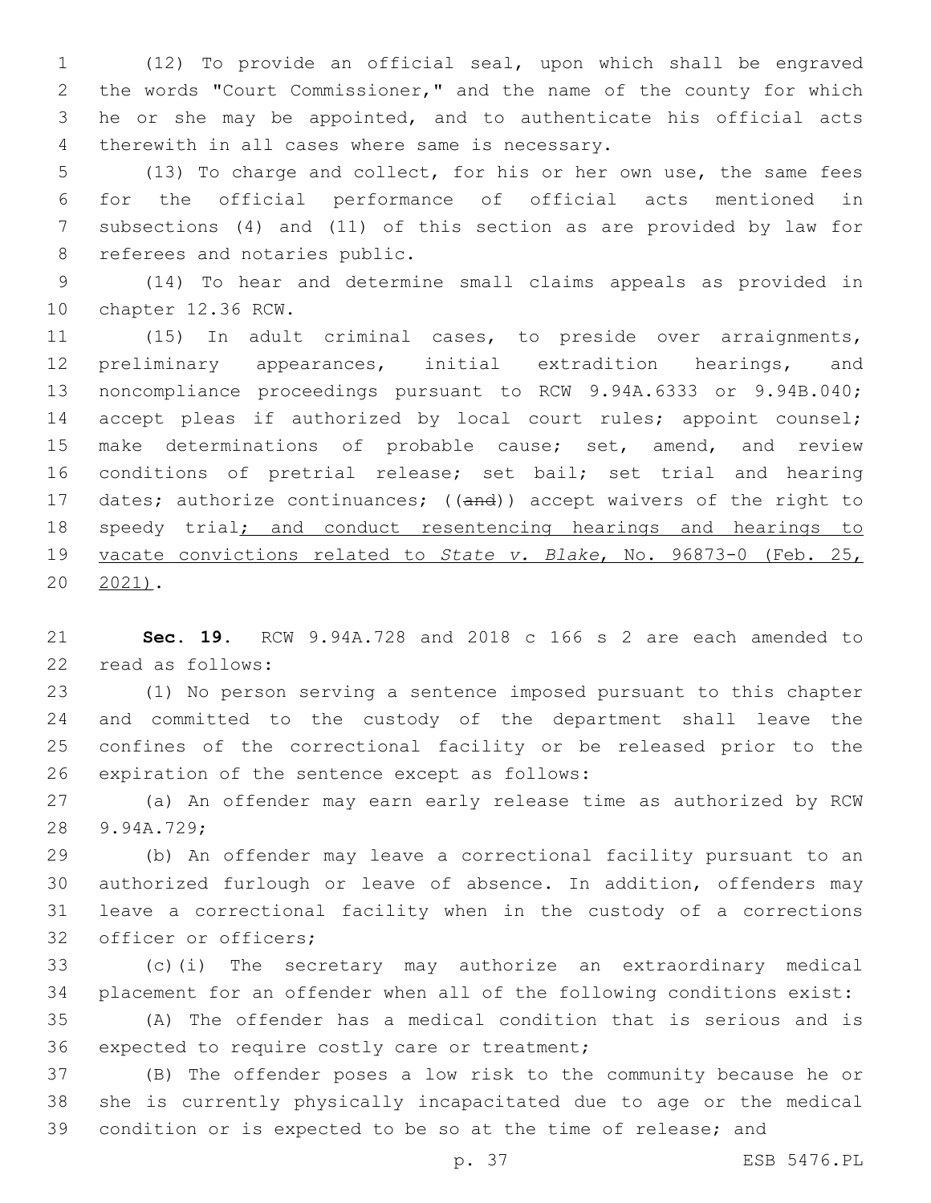(12) To provide an official seal, upon which shall be engraved the words "Court Commissioner," and the name of the county for which he or she may be appointed, and to authenticate his official acts therewith in all cases where same is necessary.

(13) To charge and collect, for his or her own use, the same fees for the official performance of official acts mentioned in subsections (4) and (11) of this section as are provided by law for referees and notaries public.

(14) To hear and determine small claims appeals as provided in chapter 12.36 RCW.

(15) In adult criminal cases, to preside over arraignments, preliminary appearances, initial extradition hearings, and noncompliance proceedings pursuant to RCW 9.94A.6333 or 9.94B.040; accept pleas if authorized by local court rules; appoint counsel; make determinations of probable cause; set, amend, and review conditions of pretrial release; set bail; set trial and hearing dates; authorize continuances; ((~~and~~)) accept waivers of the right to speedy trial<u>; and conduct resentencing hearings and hearings to vacate convictions related to *State v. Blake*, No. 96873-0 (Feb. 25, 2021)</u>.

**Sec. 19.** RCW 9.94A.728 and 2018 c 166 s 2 are each amended to read as follows:

(1) No person serving a sentence imposed pursuant to this chapter and committed to the custody of the department shall leave the confines of the correctional facility or be released prior to the expiration of the sentence except as follows:

(a) An offender may earn early release time as authorized by RCW 9.94A.729;

(b) An offender may leave a correctional facility pursuant to an authorized furlough or leave of absence. In addition, offenders may leave a correctional facility when in the custody of a corrections officer or officers;

(c)(i) The secretary may authorize an extraordinary medical placement for an offender when all of the following conditions exist:

(A) The offender has a medical condition that is serious and is expected to require costly care or treatment;

(B) The offender poses a low risk to the community because he or she is currently physically incapacitated due to age or the medical condition or is expected to be so at the time of release; and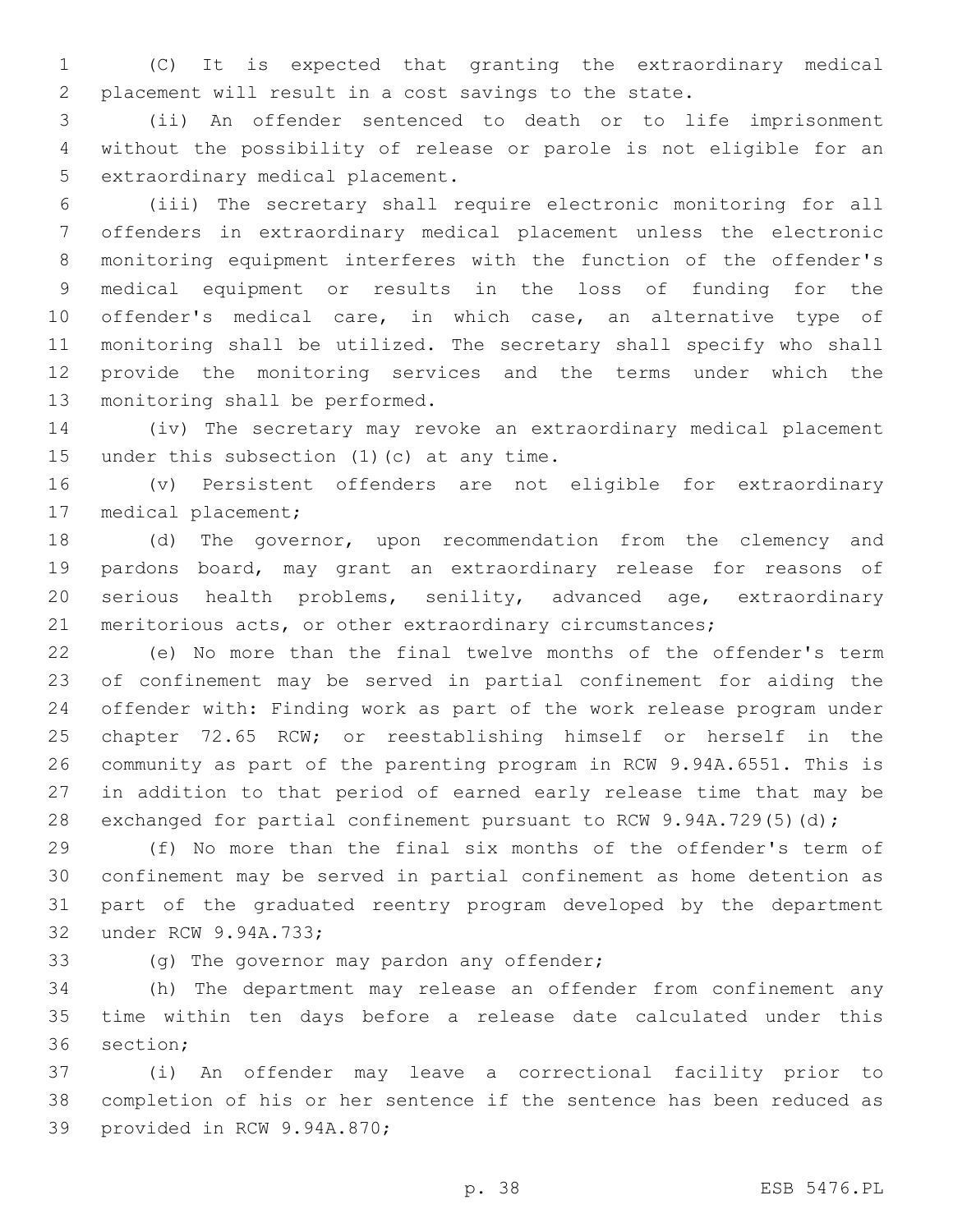(C) It is expected that granting the extraordinary medical placement will result in a cost savings to the state.

(ii) An offender sentenced to death or to life imprisonment without the possibility of release or parole is not eligible for an extraordinary medical placement.

(iii) The secretary shall require electronic monitoring for all offenders in extraordinary medical placement unless the electronic monitoring equipment interferes with the function of the offender's medical equipment or results in the loss of funding for the offender's medical care, in which case, an alternative type of monitoring shall be utilized. The secretary shall specify who shall provide the monitoring services and the terms under which the monitoring shall be performed.

(iv) The secretary may revoke an extraordinary medical placement under this subsection (1)(c) at any time.

(v) Persistent offenders are not eligible for extraordinary medical placement;

(d) The governor, upon recommendation from the clemency and pardons board, may grant an extraordinary release for reasons of serious health problems, senility, advanced age, extraordinary meritorious acts, or other extraordinary circumstances;

(e) No more than the final twelve months of the offender's term of confinement may be served in partial confinement for aiding the offender with: Finding work as part of the work release program under chapter 72.65 RCW; or reestablishing himself or herself in the community as part of the parenting program in RCW 9.94A.6551. This is in addition to that period of earned early release time that may be exchanged for partial confinement pursuant to RCW 9.94A.729(5)(d);

(f) No more than the final six months of the offender's term of confinement may be served in partial confinement as home detention as part of the graduated reentry program developed by the department under RCW 9.94A.733;

(g) The governor may pardon any offender;

(h) The department may release an offender from confinement any time within ten days before a release date calculated under this section;

(i) An offender may leave a correctional facility prior to completion of his or her sentence if the sentence has been reduced as provided in RCW 9.94A.870;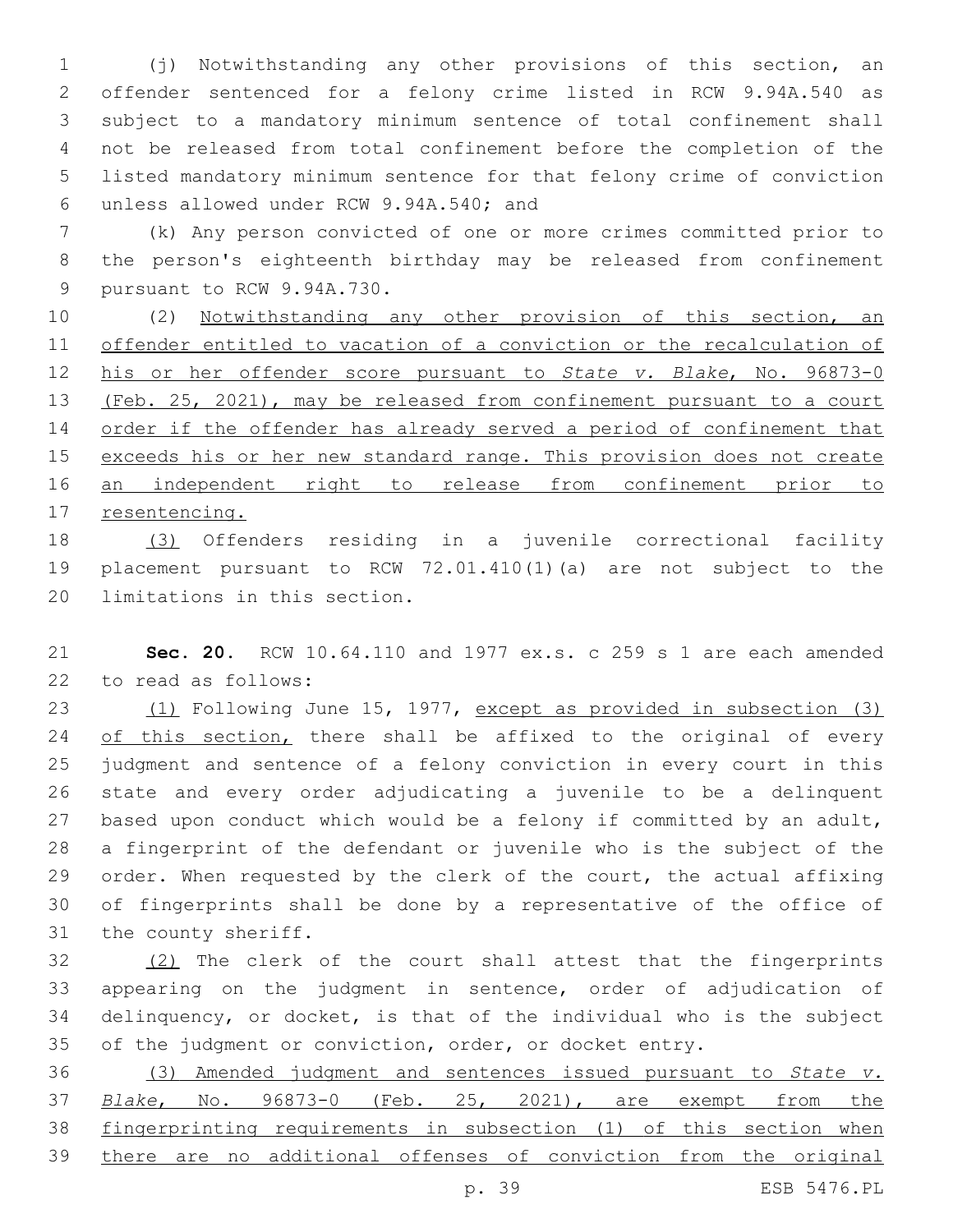(j) Notwithstanding any other provisions of this section, an offender sentenced for a felony crime listed in RCW 9.94A.540 as subject to a mandatory minimum sentence of total confinement shall not be released from total confinement before the completion of the listed mandatory minimum sentence for that felony crime of conviction unless allowed under RCW 9.94A.540; and

(k) Any person convicted of one or more crimes committed prior to the person's eighteenth birthday may be released from confinement pursuant to RCW 9.94A.730.

(2) Notwithstanding any other provision of this section, an offender entitled to vacation of a conviction or the recalculation of his or her offender score pursuant to *State v. Blake*, No. 96873-0 (Feb. 25, 2021), may be released from confinement pursuant to a court order if the offender has already served a period of confinement that exceeds his or her new standard range. This provision does not create an independent right to release from confinement prior to resentencing.

(3) Offenders residing in a juvenile correctional facility placement pursuant to RCW 72.01.410(1)(a) are not subject to the limitations in this section.

**Sec. 20.** RCW 10.64.110 and 1977 ex.s. c 259 s 1 are each amended to read as follows:

(1) Following June 15, 1977, except as provided in subsection (3) of this section, there shall be affixed to the original of every judgment and sentence of a felony conviction in every court in this state and every order adjudicating a juvenile to be a delinquent based upon conduct which would be a felony if committed by an adult, a fingerprint of the defendant or juvenile who is the subject of the order. When requested by the clerk of the court, the actual affixing of fingerprints shall be done by a representative of the office of the county sheriff.

(2) The clerk of the court shall attest that the fingerprints appearing on the judgment in sentence, order of adjudication of delinquency, or docket, is that of the individual who is the subject of the judgment or conviction, order, or docket entry.

(3) Amended judgment and sentences issued pursuant to *State v. Blake*, No. 96873-0 (Feb. 25, 2021), are exempt from the fingerprinting requirements in subsection (1) of this section when there are no additional offenses of conviction from the original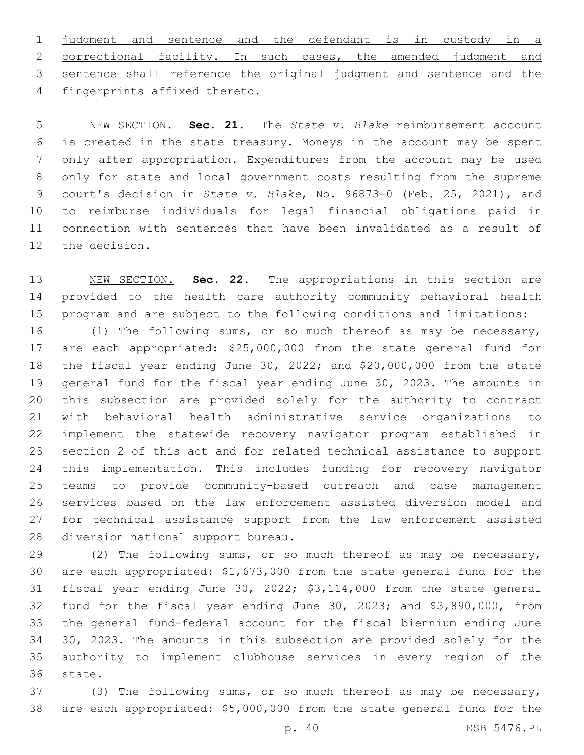judgment and sentence and the defendant is in custody in a correctional facility. In such cases, the amended judgment and sentence shall reference the original judgment and sentence and the fingerprints affixed thereto.

NEW SECTION. **Sec. 21.** The *State v. Blake* reimbursement account is created in the state treasury. Moneys in the account may be spent only after appropriation. Expenditures from the account may be used only for state and local government costs resulting from the supreme court's decision in *State v. Blake*, No. 96873-0 (Feb. 25, 2021), and to reimburse individuals for legal financial obligations paid in connection with sentences that have been invalidated as a result of the decision.

NEW SECTION. **Sec. 22.** The appropriations in this section are provided to the health care authority community behavioral health program and are subject to the following conditions and limitations:

(1) The following sums, or so much thereof as may be necessary, are each appropriated: $25,000,000 from the state general fund for the fiscal year ending June 30, 2022; and $20,000,000 from the state general fund for the fiscal year ending June 30, 2023. The amounts in this subsection are provided solely for the authority to contract with behavioral health administrative service organizations to implement the statewide recovery navigator program established in section 2 of this act and for related technical assistance to support this implementation. This includes funding for recovery navigator teams to provide community-based outreach and case management services based on the law enforcement assisted diversion model and for technical assistance support from the law enforcement assisted diversion national support bureau.

(2) The following sums, or so much thereof as may be necessary, are each appropriated: $1,673,000 from the state general fund for the fiscal year ending June 30, 2022; $3,114,000 from the state general fund for the fiscal year ending June 30, 2023; and $3,890,000, from the general fund-federal account for the fiscal biennium ending June 30, 2023. The amounts in this subsection are provided solely for the authority to implement clubhouse services in every region of the state.

(3) The following sums, or so much thereof as may be necessary, are each appropriated: $5,000,000 from the state general fund for the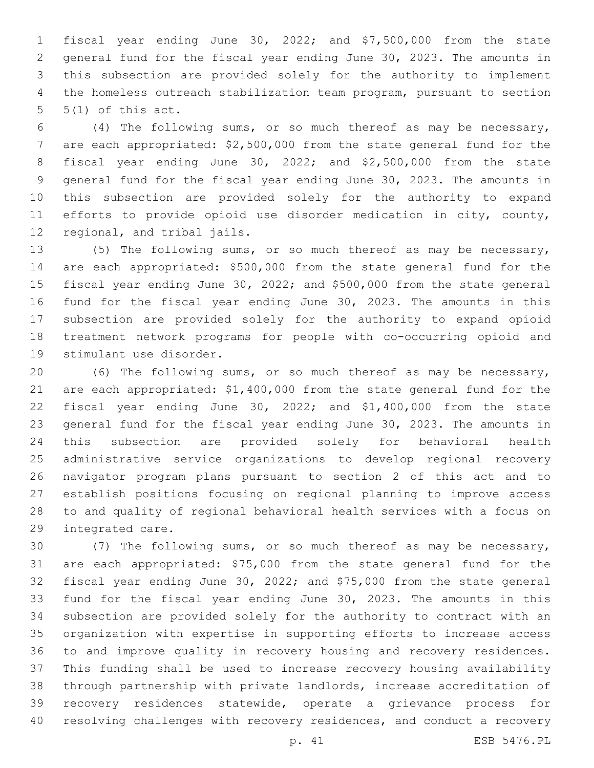fiscal year ending June 30, 2022; and $7,500,000 from the state general fund for the fiscal year ending June 30, 2023. The amounts in this subsection are provided solely for the authority to implement the homeless outreach stabilization team program, pursuant to section 5(1) of this act.

(4) The following sums, or so much thereof as may be necessary, are each appropriated: $2,500,000 from the state general fund for the fiscal year ending June 30, 2022; and $2,500,000 from the state general fund for the fiscal year ending June 30, 2023. The amounts in this subsection are provided solely for the authority to expand efforts to provide opioid use disorder medication in city, county, regional, and tribal jails.

(5) The following sums, or so much thereof as may be necessary, are each appropriated: $500,000 from the state general fund for the fiscal year ending June 30, 2022; and $500,000 from the state general fund for the fiscal year ending June 30, 2023. The amounts in this subsection are provided solely for the authority to expand opioid treatment network programs for people with co-occurring opioid and stimulant use disorder.

(6) The following sums, or so much thereof as may be necessary, are each appropriated: $1,400,000 from the state general fund for the fiscal year ending June 30, 2022; and $1,400,000 from the state general fund for the fiscal year ending June 30, 2023. The amounts in this subsection are provided solely for behavioral health administrative service organizations to develop regional recovery navigator program plans pursuant to section 2 of this act and to establish positions focusing on regional planning to improve access to and quality of regional behavioral health services with a focus on integrated care.

(7) The following sums, or so much thereof as may be necessary, are each appropriated: $75,000 from the state general fund for the fiscal year ending June 30, 2022; and $75,000 from the state general fund for the fiscal year ending June 30, 2023. The amounts in this subsection are provided solely for the authority to contract with an organization with expertise in supporting efforts to increase access to and improve quality in recovery housing and recovery residences. This funding shall be used to increase recovery housing availability through partnership with private landlords, increase accreditation of recovery residences statewide, operate a grievance process for resolving challenges with recovery residences, and conduct a recovery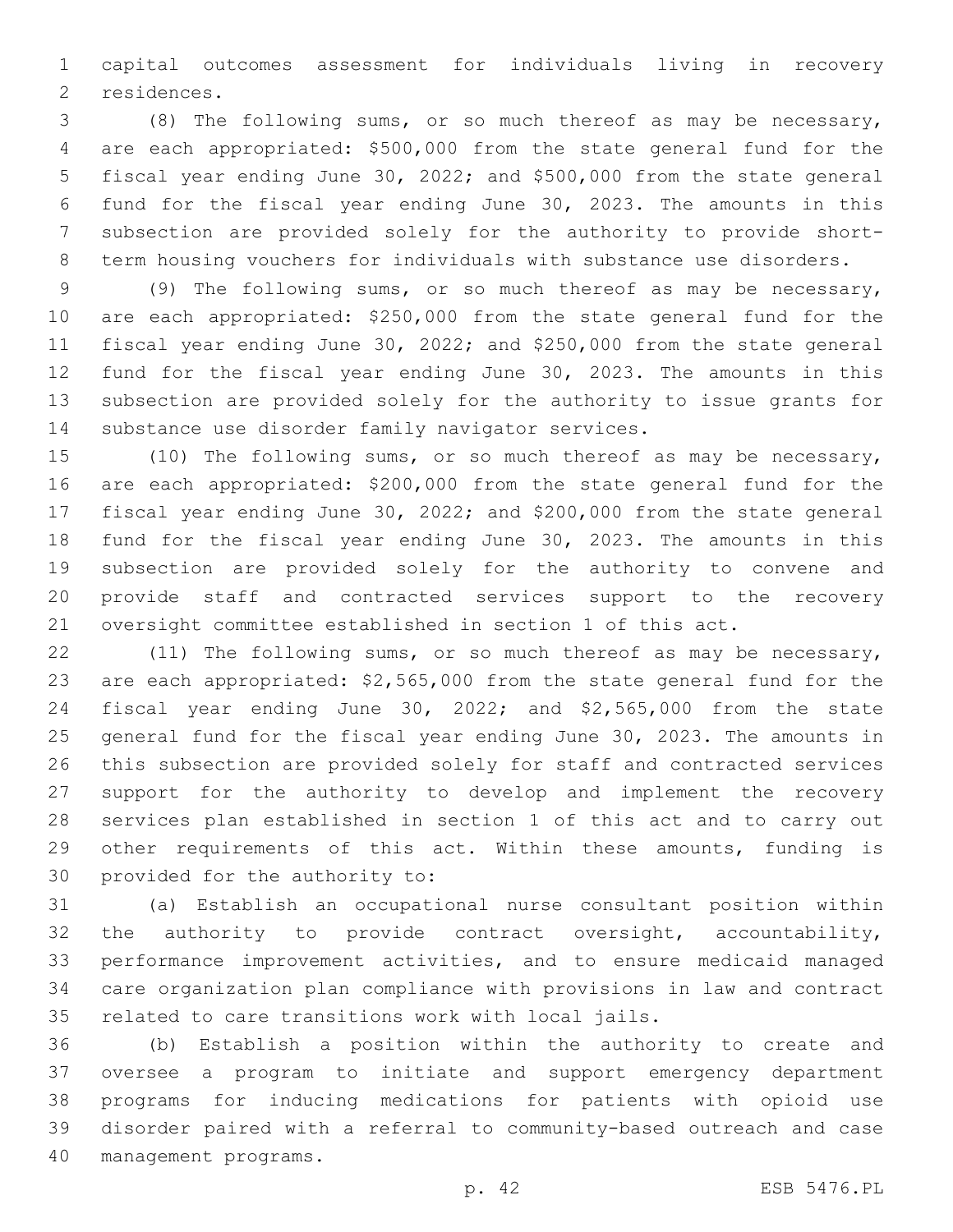capital outcomes assessment for individuals living in recovery residences.

(8) The following sums, or so much thereof as may be necessary, are each appropriated: $500,000 from the state general fund for the fiscal year ending June 30, 2022; and $500,000 from the state general fund for the fiscal year ending June 30, 2023. The amounts in this subsection are provided solely for the authority to provide short-term housing vouchers for individuals with substance use disorders.

(9) The following sums, or so much thereof as may be necessary, are each appropriated: $250,000 from the state general fund for the fiscal year ending June 30, 2022; and $250,000 from the state general fund for the fiscal year ending June 30, 2023. The amounts in this subsection are provided solely for the authority to issue grants for substance use disorder family navigator services.

(10) The following sums, or so much thereof as may be necessary, are each appropriated: $200,000 from the state general fund for the fiscal year ending June 30, 2022; and $200,000 from the state general fund for the fiscal year ending June 30, 2023. The amounts in this subsection are provided solely for the authority to convene and provide staff and contracted services support to the recovery oversight committee established in section 1 of this act.

(11) The following sums, or so much thereof as may be necessary, are each appropriated: $2,565,000 from the state general fund for the fiscal year ending June 30, 2022; and $2,565,000 from the state general fund for the fiscal year ending June 30, 2023. The amounts in this subsection are provided solely for staff and contracted services support for the authority to develop and implement the recovery services plan established in section 1 of this act and to carry out other requirements of this act. Within these amounts, funding is provided for the authority to:

(a) Establish an occupational nurse consultant position within the authority to provide contract oversight, accountability, performance improvement activities, and to ensure medicaid managed care organization plan compliance with provisions in law and contract related to care transitions work with local jails.

(b) Establish a position within the authority to create and oversee a program to initiate and support emergency department programs for inducing medications for patients with opioid use disorder paired with a referral to community-based outreach and case management programs.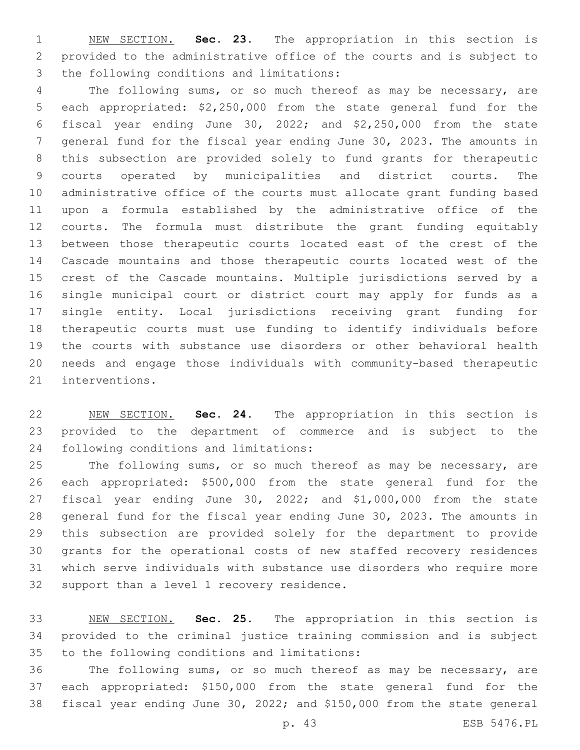NEW SECTION. **Sec. 23.** The appropriation in this section is provided to the administrative office of the courts and is subject to the following conditions and limitations:

The following sums, or so much thereof as may be necessary, are each appropriated: $2,250,000 from the state general fund for the fiscal year ending June 30, 2022; and $2,250,000 from the state general fund for the fiscal year ending June 30, 2023. The amounts in this subsection are provided solely to fund grants for therapeutic courts operated by municipalities and district courts. The administrative office of the courts must allocate grant funding based upon a formula established by the administrative office of the courts. The formula must distribute the grant funding equitably between those therapeutic courts located east of the crest of the Cascade mountains and those therapeutic courts located west of the crest of the Cascade mountains. Multiple jurisdictions served by a single municipal court or district court may apply for funds as a single entity. Local jurisdictions receiving grant funding for therapeutic courts must use funding to identify individuals before the courts with substance use disorders or other behavioral health needs and engage those individuals with community-based therapeutic interventions.

NEW SECTION. **Sec. 24.** The appropriation in this section is provided to the department of commerce and is subject to the following conditions and limitations:

The following sums, or so much thereof as may be necessary, are each appropriated: $500,000 from the state general fund for the fiscal year ending June 30, 2022; and $1,000,000 from the state general fund for the fiscal year ending June 30, 2023. The amounts in this subsection are provided solely for the department to provide grants for the operational costs of new staffed recovery residences which serve individuals with substance use disorders who require more support than a level 1 recovery residence.

NEW SECTION. **Sec. 25.** The appropriation in this section is provided to the criminal justice training commission and is subject to the following conditions and limitations:

The following sums, or so much thereof as may be necessary, are each appropriated: $150,000 from the state general fund for the fiscal year ending June 30, 2022; and $150,000 from the state general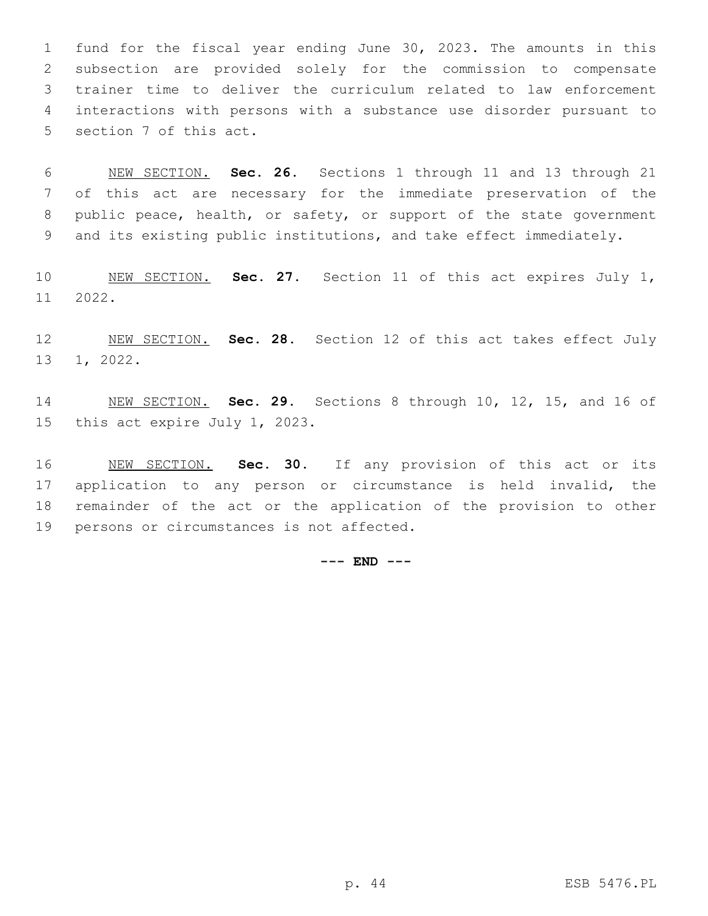fund for the fiscal year ending June 30, 2023. The amounts in this subsection are provided solely for the commission to compensate trainer time to deliver the curriculum related to law enforcement interactions with persons with a substance use disorder pursuant to section 7 of this act.

NEW SECTION. **Sec. 26.** Sections 1 through 11 and 13 through 21 of this act are necessary for the immediate preservation of the public peace, health, or safety, or support of the state government and its existing public institutions, and take effect immediately.

NEW SECTION. **Sec. 27.** Section 11 of this act expires July 1, 2022.

NEW SECTION. **Sec. 28.** Section 12 of this act takes effect July 1, 2022.

NEW SECTION. **Sec. 29.** Sections 8 through 10, 12, 15, and 16 of this act expire July 1, 2023.

NEW SECTION. **Sec. 30.** If any provision of this act or its application to any person or circumstance is held invalid, the remainder of the act or the application of the provision to other persons or circumstances is not affected.

**--- END ---**